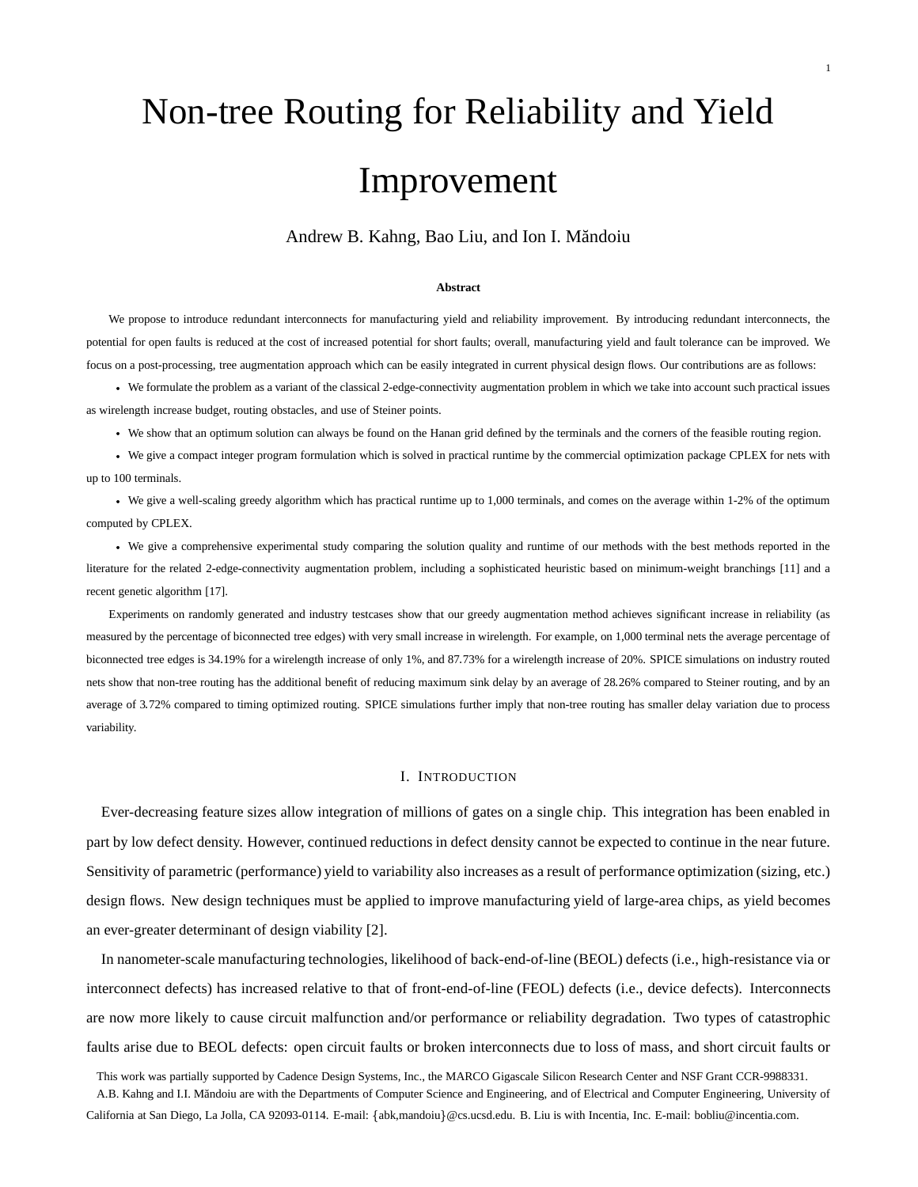# Non-tree Routing for Reliability and Yield Improvement

Andrew B. Kahng, Bao Liu, and Ion I. Măndoiu

**Abstract**

We propose to introduce redundant interconnects for manufacturing yield and reliability improvement. By introducing redundant interconnects, the potential for open faults is reduced at the cost of increased potential for short faults; overall, manufacturing yield and fault tolerance can be improved. We focus on a post-processing, tree augmentation approach which can be easily integrated in current physical design flows. Our contributions are as follows:

- We formulate the problem as a variant of the classical 2-edge-connectivity augmentation problem in which we take into account such practical issues as wirelength increase budget, routing obstacles, and use of Steiner points.
- We show that an optimum solution can always be found on the Hanan grid defined by the terminals and the corners of the feasible routing region.
- We give a compact integer program formulation which is solved in practical runtime by the commercial optimization package CPLEX for nets with up to 100 terminals.
- We give a well-scaling greedy algorithm which has practical runtime up to 1,000 terminals, and comes on the average within 1-2% of the optimum computed by CPLEX.
- We give a comprehensive experimental study comparing the solution quality and runtime of our methods with the best methods reported in the literature for the related 2-edge-connectivity augmentation problem, including a sophisticated heuristic based on minimum-weight branchings [11] and a recent genetic algorithm [17].

Experiments on randomly generated and industry testcases show that our greedy augmentation method achieves significant increase in reliability (as measured by the percentage of biconnected tree edges) with very small increase in wirelength. For example, on 1,000 terminal nets the average percentage of biconnected tree edges is 34.19% for a wirelength increase of only 1%, and 87.73% for a wirelength increase of 20%. SPICE simulations on industry routed nets show that non-tree routing has the additional benefit of reducing maximum sink delay by an average of 28.26% compared to Steiner routing, and by an average of 3.72% compared to timing optimized routing. SPICE simulations further imply that non-tree routing has smaller delay variation due to process variability.

## I. Introduction

Ever-decreasing feature sizes allow integration of millions of gates on a single chip. This integration has been enabled in part by low defect density. However, continued reductions in defect density cannot be expected to continue in the near future. Sensitivity of parametric (performance) yield to variability also increases as a result of performance optimization (sizing, etc.) design flows. New design techniques must be applied to improve manufacturing yield of large-area chips, as yield becomes an ever-greater determinant of design viability [2].

In nanometer-scale manufacturing technologies, likelihood of back-end-of-line (BEOL) defects (i.e., high-resistance via or interconnect defects) has increased relative to that of front-end-of-line (FEOL) defects (i.e., device defects). Interconnects are now more likely to cause circuit malfunction and/or performance or reliability degradation. Two types of catastrophic faults arise due to BEOL defects: open circuit faults or broken interconnects due to loss of mass, and short circuit faults or

This work was partially supported by Cadence Design Systems, Inc., the MARCO Gigascale Silicon Research Center and NSF Grant CCR-9988331.

A.B. Kahng and I.I. Măndoiu are with the Departments of Computer Science and Engineering, and of Electrical and Computer Engineering, University of California at San Diego, La Jolla, CA 92093-0114. E-mail: {abk,mandoiu}@cs.ucsd.edu. B. Liu is with Incentia, Inc. E-mail: bobliu@incentia.com.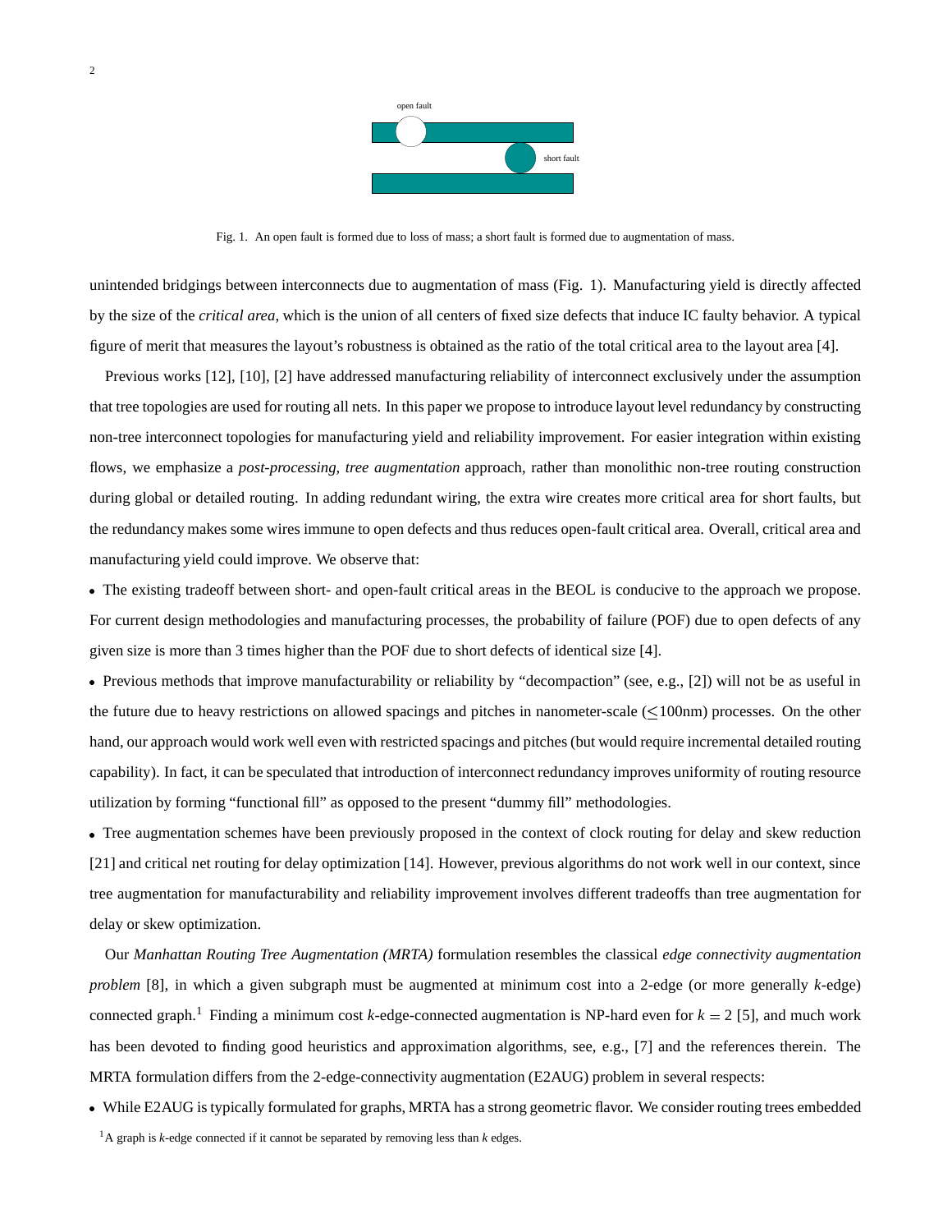Fig. 1. An open fault is formed due to loss of mass; a short fault is formed due to augmentation of mass.

unintended bridgings between interconnects due to augmentation of mass (Fig. 1). Manufacturing yield is directly affected by the size of the *critical area*, which is the union of all centers of fixed size defects that induce IC faulty behavior. A typical figure of merit that measures the layout's robustness is obtained as the ratio of the total critical area to the layout area [4].

Previous works [12], [10], [2] have addressed manufacturing reliability of interconnect exclusively under the assumption that tree topologies are used for routing all nets. In this paper we propose to introduce layout level redundancy by constructing non-tree interconnect topologies for manufacturing yield and reliability improvement. For easier integration within existing flows, we emphasize a *post-processing, tree augmentation* approach, rather than monolithic non-tree routing construction during global or detailed routing. In adding redundant wiring, the extra wire creates more critical area for short faults, but the redundancy makes some wires immune to open defects and thus reduces open-fault critical area. Overall, critical area and manufacturing yield could improve. We observe that:

- The existing tradeoff between short- and open-fault critical areas in the BEOL is conducive to the approach we propose. For current design methodologies and manufacturing processes, the probability of failure (POF) due to open defects of any given size is more than 3 times higher than the POF due to short defects of identical size [4].
- Previous methods that improve manufacturability or reliability by "decompaction" (see, e.g., [2]) will not be as useful in the future due to heavy restrictions on allowed spacings and pitches in nanometer-scale ($\leq$100nm) processes. On the other hand, our approach would work well even with restricted spacings and pitches (but would require incremental detailed routing capability). In fact, it can be speculated that introduction of interconnect redundancy improves uniformity of routing resource utilization by forming "functional fill" as opposed to the present "dummy fill" methodologies.
- Tree augmentation schemes have been previously proposed in the context of clock routing for delay and skew reduction [21] and critical net routing for delay optimization [14]. However, previous algorithms do not work well in our context, since tree augmentation for manufacturability and reliability improvement involves different tradeoffs than tree augmentation for delay or skew optimization.

Our *Manhattan Routing Tree Augmentation (MRTA)* formulation resembles the classical *edge connectivity augmentation problem* [8], in which a given subgraph must be augmented at minimum cost into a 2-edge (or more generally $k$-edge) connected graph.[1] Finding a minimum cost $k$-edge-connected augmentation is NP-hard even for $k = 2$ [5], and much work has been devoted to finding good heuristics and approximation algorithms, see, e.g., [7] and the references therein. The MRTA formulation differs from the 2-edge-connectivity augmentation (E2AUG) problem in several respects:

- While E2AUG is typically formulated for graphs, MRTA has a strong geometric flavor. We consider routing trees embedded

[1]A graph is $k$-edge connected if it cannot be separated by removing less than $k$ edges.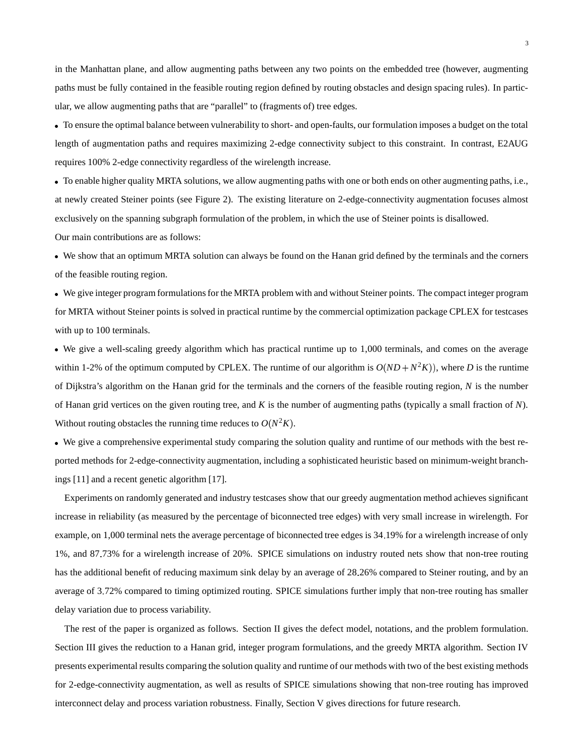in the Manhattan plane, and allow augmenting paths between any two points on the embedded tree (however, augmenting paths must be fully contained in the feasible routing region defined by routing obstacles and design spacing rules). In particular, we allow augmenting paths that are "parallel" to (fragments of) tree edges.

- To ensure the optimal balance between vulnerability to short- and open-faults, our formulation imposes a budget on the total length of augmentation paths and requires maximizing 2-edge connectivity subject to this constraint. In contrast, E2AUG requires 100% 2-edge connectivity regardless of the wirelength increase.
- To enable higher quality MRTA solutions, we allow augmenting paths with one or both ends on other augmenting paths, i.e., at newly created Steiner points (see Figure 2). The existing literature on 2-edge-connectivity augmentation focuses almost exclusively on the spanning subgraph formulation of the problem, in which the use of Steiner points is disallowed.

Our main contributions are as follows:

- We show that an optimum MRTA solution can always be found on the Hanan grid defined by the terminals and the corners of the feasible routing region.
- We give integer program formulations for the MRTA problem with and without Steiner points. The compact integer program for MRTA without Steiner points is solved in practical runtime by the commercial optimization package CPLEX for testcases with up to 100 terminals.
- We give a well-scaling greedy algorithm which has practical runtime up to 1,000 terminals, and comes on the average within 1-2% of the optimum computed by CPLEX. The runtime of our algorithm is $O(ND+N^2K))$, where $D$ is the runtime of Dijkstra's algorithm on the Hanan grid for the terminals and the corners of the feasible routing region, $N$ is the number of Hanan grid vertices on the given routing tree, and $K$ is the number of augmenting paths (typically a small fraction of $N$). Without routing obstacles the running time reduces to $O(N^2K)$.
- We give a comprehensive experimental study comparing the solution quality and runtime of our methods with the best reported methods for 2-edge-connectivity augmentation, including a sophisticated heuristic based on minimum-weight branchings [11] and a recent genetic algorithm [17].

Experiments on randomly generated and industry testcases show that our greedy augmentation method achieves significant increase in reliability (as measured by the percentage of biconnected tree edges) with very small increase in wirelength. For example, on 1,000 terminal nets the average percentage of biconnected tree edges is 34.19% for a wirelength increase of only 1%, and 87.73% for a wirelength increase of 20%. SPICE simulations on industry routed nets show that non-tree routing has the additional benefit of reducing maximum sink delay by an average of 28.26% compared to Steiner routing, and by an average of 3.72% compared to timing optimized routing. SPICE simulations further imply that non-tree routing has smaller delay variation due to process variability.

The rest of the paper is organized as follows. Section II gives the defect model, notations, and the problem formulation. Section III gives the reduction to a Hanan grid, integer program formulations, and the greedy MRTA algorithm. Section IV presents experimental results comparing the solution quality and runtime of our methods with two of the best existing methods for 2-edge-connectivity augmentation, as well as results of SPICE simulations showing that non-tree routing has improved interconnect delay and process variation robustness. Finally, Section V gives directions for future research.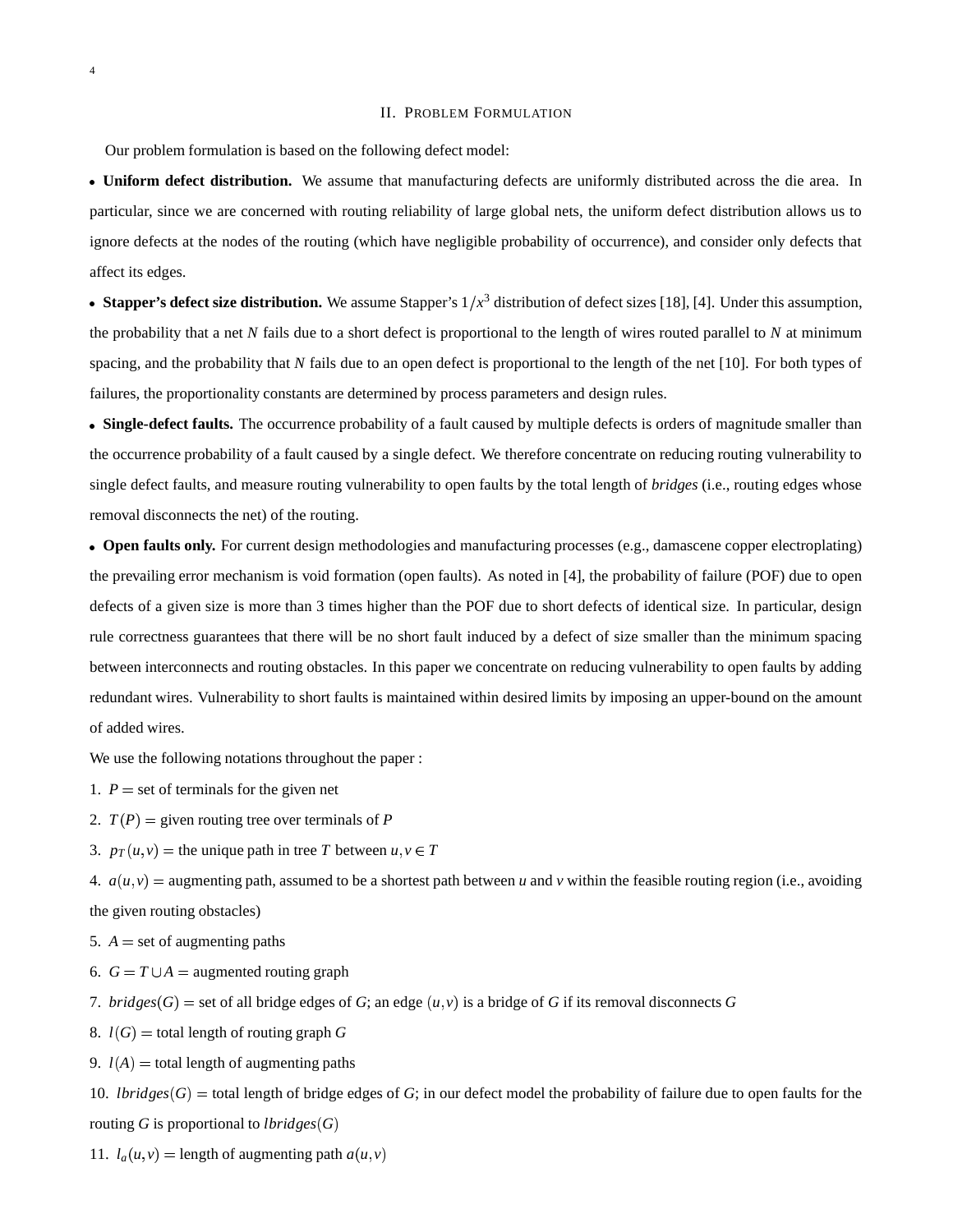## II. PROBLEM FORMULATION

Our problem formulation is based on the following defect model:

- **Uniform defect distribution.** We assume that manufacturing defects are uniformly distributed across the die area. In particular, since we are concerned with routing reliability of large global nets, the uniform defect distribution allows us to ignore defects at the nodes of the routing (which have negligible probability of occurrence), and consider only defects that affect its edges.
- **Stapper's defect size distribution.** We assume Stapper's $1/x^3$ distribution of defect sizes [18], [4]. Under this assumption, the probability that a net $N$ fails due to a short defect is proportional to the length of wires routed parallel to $N$ at minimum spacing, and the probability that $N$ fails due to an open defect is proportional to the length of the net [10]. For both types of failures, the proportionality constants are determined by process parameters and design rules.
- **Single-defect faults.** The occurrence probability of a fault caused by multiple defects is orders of magnitude smaller than the occurrence probability of a fault caused by a single defect. We therefore concentrate on reducing routing vulnerability to single defect faults, and measure routing vulnerability to open faults by the total length of *bridges* (i.e., routing edges whose removal disconnects the net) of the routing.
- **Open faults only.** For current design methodologies and manufacturing processes (e.g., damascene copper electroplating) the prevailing error mechanism is void formation (open faults). As noted in [4], the probability of failure (POF) due to open defects of a given size is more than 3 times higher than the POF due to short defects of identical size. In particular, design rule correctness guarantees that there will be no short fault induced by a defect of size smaller than the minimum spacing between interconnects and routing obstacles. In this paper we concentrate on reducing vulnerability to open faults by adding redundant wires. Vulnerability to short faults is maintained within desired limits by imposing an upper-bound on the amount of added wires.

We use the following notations throughout the paper :

1. $P =$ set of terminals for the given net
2. $T(P) =$ given routing tree over terminals of $P$
3. $p_T(u,v) =$ the unique path in tree $T$ between $u,v \in T$
4. $a(u,v) =$ augmenting path, assumed to be a shortest path between $u$ and $v$ within the feasible routing region (i.e., avoiding the given routing obstacles)
5. $A =$ set of augmenting paths
6. $G = T \cup A =$ augmented routing graph
7. $bridges(G) =$ set of all bridge edges of $G$; an edge $(u,v)$ is a bridge of $G$ if its removal disconnects $G$
8. $l(G) =$ total length of routing graph $G$
9. $l(A) =$ total length of augmenting paths
10. $lbridges(G) =$ total length of bridge edges of $G$; in our defect model the probability of failure due to open faults for the routing $G$ is proportional to $lbridges(G)$
11. $l_a(u,v) =$ length of augmenting path $a(u,v)$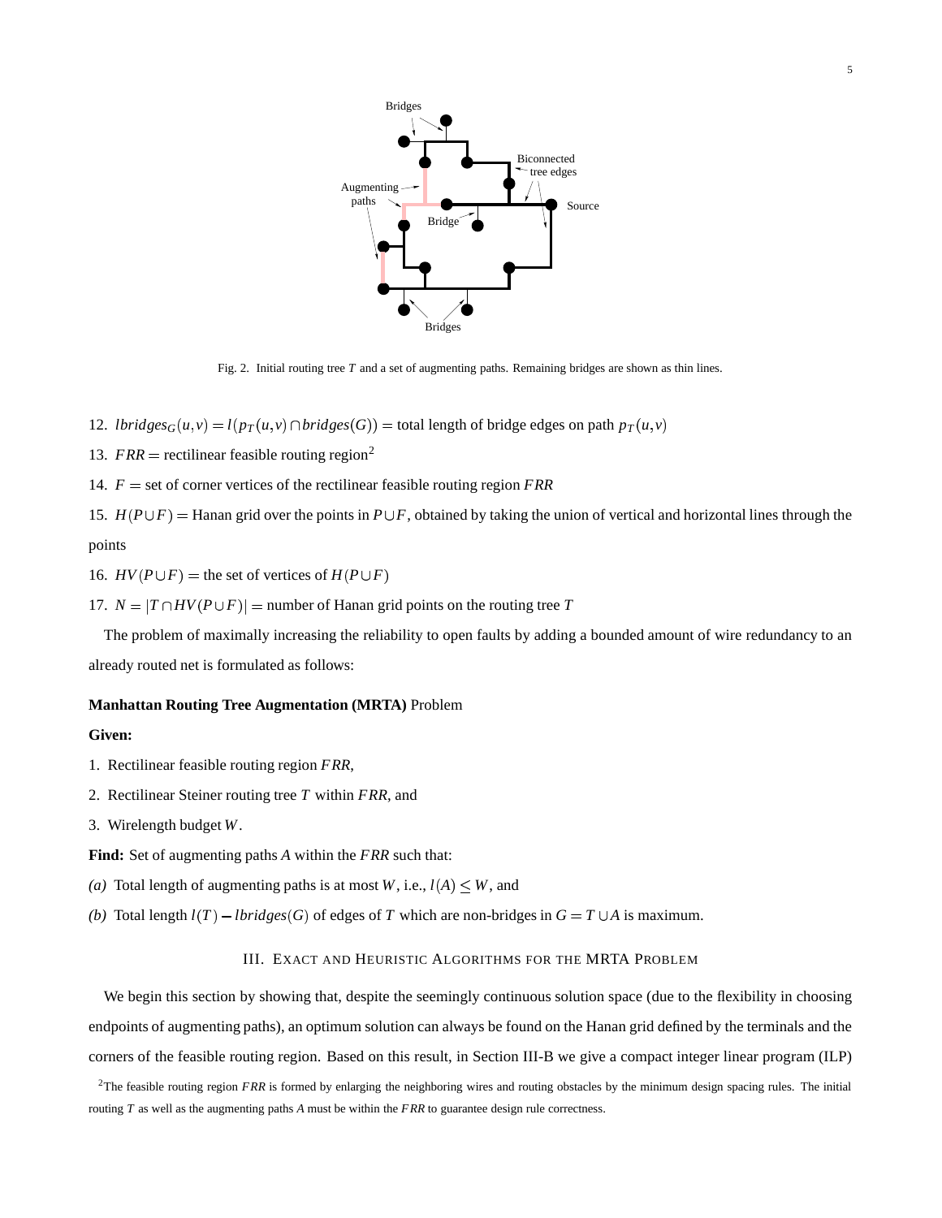Fig. 2. Initial routing tree $T$ and a set of augmenting paths. Remaining bridges are shown as thin lines.

12. $lbridges_G(u,v) = l(p_T(u,v) \cap bridges(G))$ = total length of bridge edges on path $p_T(u,v)$
13. $FRR$ = rectilinear feasible routing region[2]
14. $F$ = set of corner vertices of the rectilinear feasible routing region $FRR$
15. $H(P \cup F)$ = Hanan grid over the points in $P \cup F$, obtained by taking the union of vertical and horizontal lines through the points
16. $HV(P \cup F)$ = the set of vertices of $H(P \cup F)$
17. $N = |T \cap HV(P \cup F)|$ = number of Hanan grid points on the routing tree $T$

The problem of maximally increasing the reliability to open faults by adding a bounded amount of wire redundancy to an already routed net is formulated as follows:

**Manhattan Routing Tree Augmentation (MRTA)** Problem

**Given:**

1. Rectilinear feasible routing region $FRR$,
2. Rectilinear Steiner routing tree $T$ within $FRR$, and
3. Wirelength budget $W$.

**Find:** Set of augmenting paths $A$ within the $FRR$ such that:

*(a)* Total length of augmenting paths is at most $W$, i.e., $l(A) \leq W$, and

*(b)* Total length $l(T) - lbridges(G)$ of edges of $T$ which are non-bridges in $G = T \cup A$ is maximum.

## III. Exact and Heuristic Algorithms for the MRTA Problem

We begin this section by showing that, despite the seemingly continuous solution space (due to the flexibility in choosing endpoints of augmenting paths), an optimum solution can always be found on the Hanan grid defined by the terminals and the corners of the feasible routing region. Based on this result, in Section III-B we give a compact integer linear program (ILP)

[2]The feasible routing region $FRR$ is formed by enlarging the neighboring wires and routing obstacles by the minimum design spacing rules. The initial routing $T$ as well as the augmenting paths $A$ must be within the $FRR$ to guarantee design rule correctness.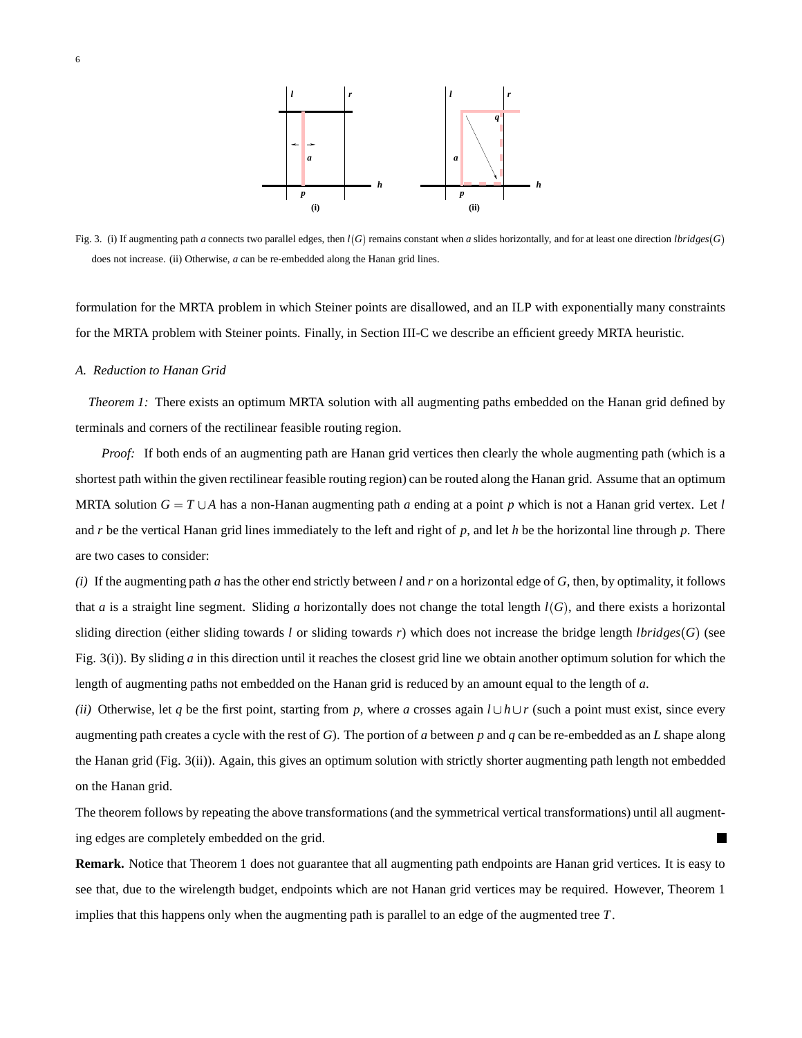Fig. 3. (i) If augmenting path $a$ connects two parallel edges, then $l(G)$ remains constant when $a$ slides horizontally, and for at least one direction $lbridges(G)$ does not increase. (ii) Otherwise, $a$ can be re-embedded along the Hanan grid lines.

formulation for the MRTA problem in which Steiner points are disallowed, and an ILP with exponentially many constraints for the MRTA problem with Steiner points. Finally, in Section III-C we describe an efficient greedy MRTA heuristic.

### *A. Reduction to Hanan Grid*

*Theorem 1:* There exists an optimum MRTA solution with all augmenting paths embedded on the Hanan grid defined by terminals and corners of the rectilinear feasible routing region.

*Proof:* If both ends of an augmenting path are Hanan grid vertices then clearly the whole augmenting path (which is a shortest path within the given rectilinear feasible routing region) can be routed along the Hanan grid. Assume that an optimum MRTA solution $G = T \cup A$ has a non-Hanan augmenting path $a$ ending at a point $p$ which is not a Hanan grid vertex. Let $l$ and $r$ be the vertical Hanan grid lines immediately to the left and right of $p$, and let $h$ be the horizontal line through $p$. There are two cases to consider:

*(i)* If the augmenting path $a$ has the other end strictly between $l$ and $r$ on a horizontal edge of $G$, then, by optimality, it follows that $a$ is a straight line segment. Sliding $a$ horizontally does not change the total length $l(G)$, and there exists a horizontal sliding direction (either sliding towards $l$ or sliding towards $r$) which does not increase the bridge length $lbridges(G)$ (see Fig. 3(i)). By sliding $a$ in this direction until it reaches the closest grid line we obtain another optimum solution for which the length of augmenting paths not embedded on the Hanan grid is reduced by an amount equal to the length of $a$.

*(ii)* Otherwise, let $q$ be the first point, starting from $p$, where $a$ crosses again $l \cup h \cup r$ (such a point must exist, since every augmenting path creates a cycle with the rest of $G$). The portion of $a$ between $p$ and $q$ can be re-embedded as an $L$ shape along the Hanan grid (Fig. 3(ii)). Again, this gives an optimum solution with strictly shorter augmenting path length not embedded on the Hanan grid.

The theorem follows by repeating the above transformations (and the symmetrical vertical transformations) until all augmenting edges are completely embedded on the grid. ∎

**Remark.** Notice that Theorem 1 does not guarantee that all augmenting path endpoints are Hanan grid vertices. It is easy to see that, due to the wirelength budget, endpoints which are not Hanan grid vertices may be required. However, Theorem 1 implies that this happens only when the augmenting path is parallel to an edge of the augmented tree $T$.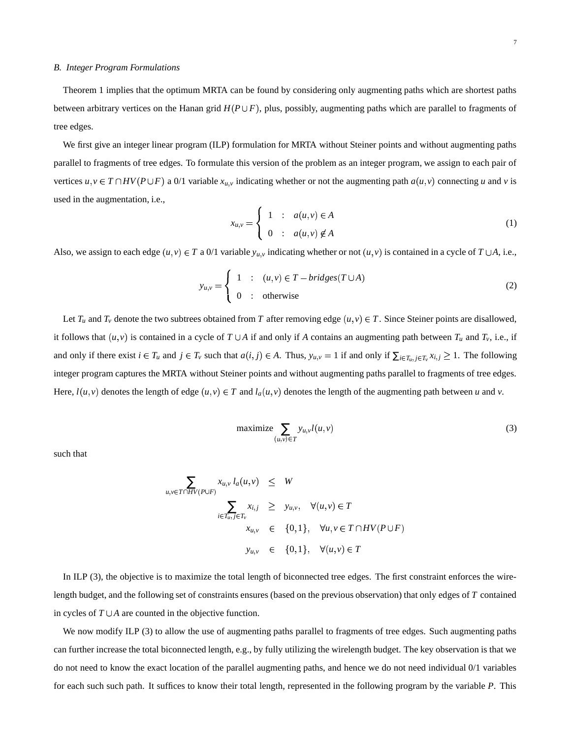### B. Integer Program Formulations

Theorem 1 implies that the optimum MRTA can be found by considering only augmenting paths which are shortest paths between arbitrary vertices on the Hanan grid $H(P \cup F)$, plus, possibly, augmenting paths which are parallel to fragments of tree edges.

We first give an integer linear program (ILP) formulation for MRTA without Steiner points and without augmenting paths parallel to fragments of tree edges. To formulate this version of the problem as an integer program, we assign to each pair of vertices $u, v \in T \cap HV(P \cup F)$ a 0/1 variable $x_{u,v}$ indicating whether or not the augmenting path $a(u,v)$ connecting $u$ and $v$ is used in the augmentation, i.e.,

$$x_{u,v} = \begin{cases} 1 & : \quad a(u,v) \in A \\ 0 & : \quad a(u,v) \notin A \end{cases} \tag{1}$$

Also, we assign to each edge $(u,v) \in T$ a 0/1 variable $y_{u,v}$ indicating whether or not $(u,v)$ is contained in a cycle of $T \cup A$, i.e.,

$$y_{u,v} = \begin{cases} 1 & : \quad (u,v) \in T - bridges(T \cup A) \\ 0 & : \quad \text{otherwise} \end{cases} \tag{2}$$

Let $T_u$ and $T_v$ denote the two subtrees obtained from $T$ after removing edge $(u,v) \in T$. Since Steiner points are disallowed, it follows that $(u,v)$ is contained in a cycle of $T \cup A$ if and only if $A$ contains an augmenting path between $T_u$ and $T_v$, i.e., if and only if there exist $i \in T_u$ and $j \in T_v$ such that $a(i,j) \in A$. Thus, $y_{u,v} = 1$ if and only if $\sum_{i \in T_u, j \in T_v} x_{i,j} \geq 1$. The following integer program captures the MRTA without Steiner points and without augmenting paths parallel to fragments of tree edges. Here, $l(u,v)$ denotes the length of edge $(u,v) \in T$ and $l_a(u,v)$ denotes the length of the augmenting path between $u$ and $v$.

$$\text{maximize} \sum_{(u,v) \in T} y_{u,v} l(u,v) \tag{3}$$

such that

$$\begin{aligned} \sum_{u,v \in T \cap HV(P \cup F)} x_{u,v}\, l_a(u,v) &\leq W \\ \sum_{i \in T_u, j \in T_v} x_{i,j} &\geq y_{u,v}, \quad \forall (u,v) \in T \\ x_{u,v} &\in \{0,1\}, \quad \forall u,v \in T \cap HV(P \cup F) \\ y_{u,v} &\in \{0,1\}, \quad \forall (u,v) \in T \end{aligned}$$

In ILP (3), the objective is to maximize the total length of biconnected tree edges. The first constraint enforces the wirelength budget, and the following set of constraints ensures (based on the previous observation) that only edges of $T$ contained in cycles of $T \cup A$ are counted in the objective function.

We now modify ILP (3) to allow the use of augmenting paths parallel to fragments of tree edges. Such augmenting paths can further increase the total biconnected length, e.g., by fully utilizing the wirelength budget. The key observation is that we do not need to know the exact location of the parallel augmenting paths, and hence we do not need individual 0/1 variables for each such such path. It suffices to know their total length, represented in the following program by the variable $P$. This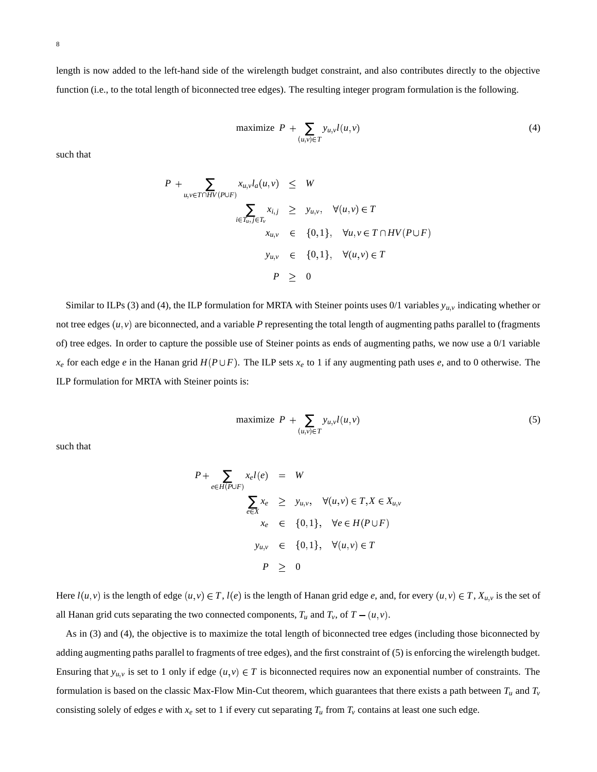length is now added to the left-hand side of the wirelength budget constraint, and also contributes directly to the objective function (i.e., to the total length of biconnected tree edges). The resulting integer program formulation is the following.

$$\text{maximize } P + \sum_{(u,v)\in T} y_{u,v} l(u,v) \tag{4}$$

such that

$$\begin{aligned}
P + \sum_{u,v\in T\cap HV(P\cup F)} x_{u,v} l_a(u,v) &\leq W \\
\sum_{i\in T_u, j\in T_v} x_{i,j} &\geq y_{u,v}, \quad \forall (u,v)\in T \\
x_{u,v} &\in \{0,1\}, \quad \forall u,v\in T\cap HV(P\cup F) \\
y_{u,v} &\in \{0,1\}, \quad \forall (u,v)\in T \\
P &\geq 0
\end{aligned}$$

Similar to ILPs (3) and (4), the ILP formulation for MRTA with Steiner points uses 0/1 variables $y_{u,v}$ indicating whether or not tree edges $(u,v)$ are biconnected, and a variable $P$ representing the total length of augmenting paths parallel to (fragments of) tree edges. In order to capture the possible use of Steiner points as ends of augmenting paths, we now use a 0/1 variable $x_e$ for each edge $e$ in the Hanan grid $H(P\cup F)$. The ILP sets $x_e$ to 1 if any augmenting path uses $e$, and to 0 otherwise. The ILP formulation for MRTA with Steiner points is:

$$\text{maximize } P + \sum_{(u,v)\in T} y_{u,v} l(u,v) \tag{5}$$

such that

$$\begin{aligned}
P + \sum_{e\in H(P\cup F)} x_e l(e) &= W \\
\sum_{e\in X} x_e &\geq y_{u,v}, \quad \forall (u,v)\in T, X\in X_{u,v} \\
x_e &\in \{0,1\}, \quad \forall e\in H(P\cup F) \\
y_{u,v} &\in \{0,1\}, \quad \forall (u,v)\in T \\
P &\geq 0
\end{aligned}$$

Here $l(u,v)$ is the length of edge $(u,v)\in T$, $l(e)$ is the length of Hanan grid edge $e$, and, for every $(u,v)\in T$, $X_{u,v}$ is the set of all Hanan grid cuts separating the two connected components, $T_u$ and $T_v$, of $T-(u,v)$.

As in (3) and (4), the objective is to maximize the total length of biconnected tree edges (including those biconnected by adding augmenting paths parallel to fragments of tree edges), and the first constraint of (5) is enforcing the wirelength budget. Ensuring that $y_{u,v}$ is set to 1 only if edge $(u,v)\in T$ is biconnected requires now an exponential number of constraints. The formulation is based on the classic Max-Flow Min-Cut theorem, which guarantees that there exists a path between $T_u$ and $T_v$ consisting solely of edges $e$ with $x_e$ set to 1 if every cut separating $T_u$ from $T_v$ contains at least one such edge.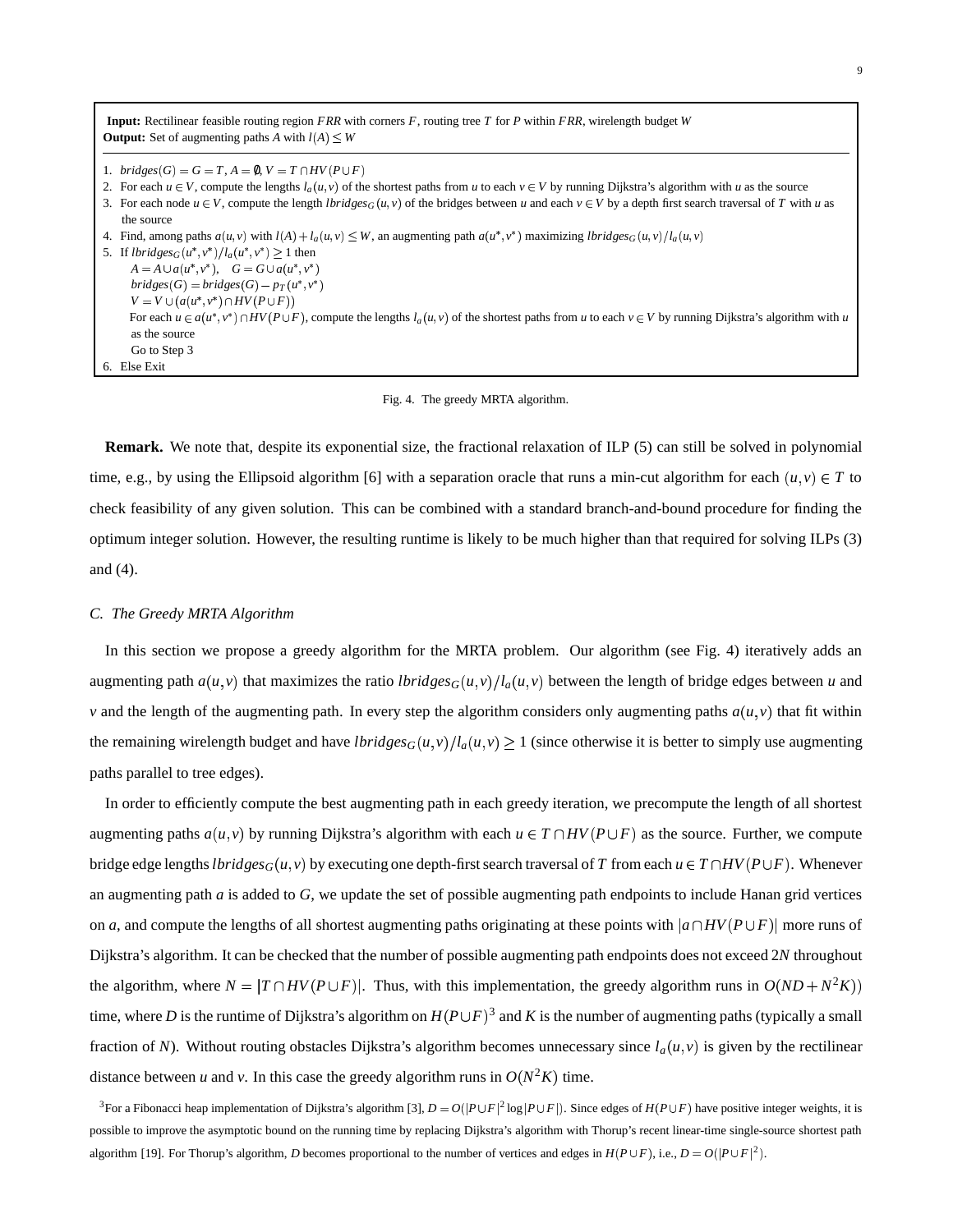**Input:** Rectilinear feasible routing region $FRR$ with corners $F$, routing tree $T$ for $P$ within $FRR$, wirelength budget $W$
**Output:** Set of augmenting paths $A$ with $l(A) \leq W$

1. $bridges(G) = G = T$, $A = \emptyset$, $V = T \cap HV(P \cup F)$
2. For each $u \in V$, compute the lengths $l_a(u,v)$ of the shortest paths from $u$ to each $v \in V$ by running Dijkstra's algorithm with $u$ as the source
3. For each node $u \in V$, compute the length $lbridges_G(u,v)$ of the bridges between $u$ and each $v \in V$ by a depth first search traversal of $T$ with $u$ as the source
4. Find, among paths $a(u,v)$ with $l(A) + l_a(u,v) \leq W$, an augmenting path $a(u^*,v^*)$ maximizing $lbridges_G(u,v)/l_a(u,v)$
5. If $lbridges_G(u^*,v^*)/l_a(u^*,v^*) \geq 1$ then
   $A = A \cup a(u^*,v^*)$, $\quad G = G \cup a(u^*,v^*)$
   $bridges(G) = bridges(G) - p_T(u^*,v^*)$
   $V = V \cup (a(u^*,v^*) \cap HV(P \cup F))$
   For each $u \in a(u^*,v^*) \cap HV(P \cup F)$, compute the lengths $l_a(u,v)$ of the shortest paths from $u$ to each $v \in V$ by running Dijkstra's algorithm with $u$ as the source
   Go to Step 3
6. Else Exit

Fig. 4. The greedy MRTA algorithm.

**Remark.** We note that, despite its exponential size, the fractional relaxation of ILP (5) can still be solved in polynomial time, e.g., by using the Ellipsoid algorithm [6] with a separation oracle that runs a min-cut algorithm for each $(u,v) \in T$ to check feasibility of any given solution. This can be combined with a standard branch-and-bound procedure for finding the optimum integer solution. However, the resulting runtime is likely to be much higher than that required for solving ILPs (3) and (4).

### *C. The Greedy MRTA Algorithm*

In this section we propose a greedy algorithm for the MRTA problem. Our algorithm (see Fig. 4) iteratively adds an augmenting path $a(u,v)$ that maximizes the ratio $lbridges_G(u,v)/l_a(u,v)$ between the length of bridge edges between $u$ and $v$ and the length of the augmenting path. In every step the algorithm considers only augmenting paths $a(u,v)$ that fit within the remaining wirelength budget and have $lbridges_G(u,v)/l_a(u,v) \geq 1$ (since otherwise it is better to simply use augmenting paths parallel to tree edges).

In order to efficiently compute the best augmenting path in each greedy iteration, we precompute the length of all shortest augmenting paths $a(u,v)$ by running Dijkstra's algorithm with each $u \in T \cap HV(P \cup F)$ as the source. Further, we compute bridge edge lengths $lbridges_G(u,v)$ by executing one depth-first search traversal of $T$ from each $u \in T \cap HV(P \cup F)$. Whenever an augmenting path $a$ is added to $G$, we update the set of possible augmenting path endpoints to include Hanan grid vertices on $a$, and compute the lengths of all shortest augmenting paths originating at these points with $|a \cap HV(P \cup F)|$ more runs of Dijkstra's algorithm. It can be checked that the number of possible augmenting path endpoints does not exceed $2N$ throughout the algorithm, where $N = |T \cap HV(P \cup F)|$. Thus, with this implementation, the greedy algorithm runs in $O(ND + N^2K))$ time, where $D$ is the runtime of Dijkstra's algorithm on $H(P \cup F)$[3] and $K$ is the number of augmenting paths (typically a small fraction of $N$). Without routing obstacles Dijkstra's algorithm becomes unnecessary since $l_a(u,v)$ is given by the rectilinear distance between $u$ and $v$. In this case the greedy algorithm runs in $O(N^2K)$ time.

[3] For a Fibonacci heap implementation of Dijkstra's algorithm [3], $D = O(|P \cup F|^2 \log |P \cup F|)$. Since edges of $H(P \cup F)$ have positive integer weights, it is possible to improve the asymptotic bound on the running time by replacing Dijkstra's algorithm with Thorup's recent linear-time single-source shortest path algorithm [19]. For Thorup's algorithm, $D$ becomes proportional to the number of vertices and edges in $H(P \cup F)$, i.e., $D = O(|P \cup F|^2)$.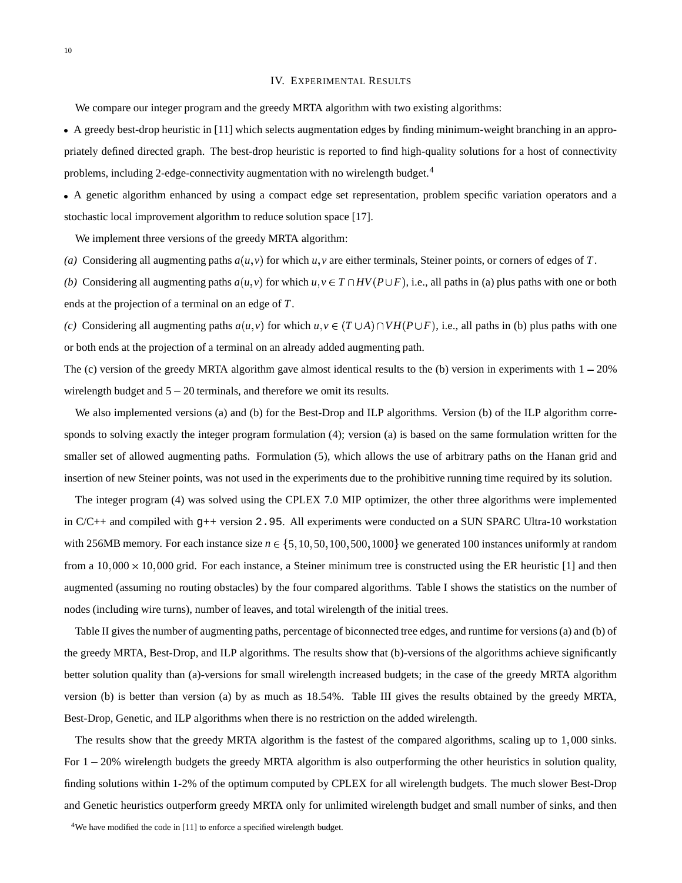## IV. Experimental Results

We compare our integer program and the greedy MRTA algorithm with two existing algorithms:

- A greedy best-drop heuristic in [11] which selects augmentation edges by finding minimum-weight branching in an appropriately defined directed graph. The best-drop heuristic is reported to find high-quality solutions for a host of connectivity problems, including 2-edge-connectivity augmentation with no wirelength budget.[4]
- A genetic algorithm enhanced by using a compact edge set representation, problem specific variation operators and a stochastic local improvement algorithm to reduce solution space [17].

We implement three versions of the greedy MRTA algorithm:

*(a)* Considering all augmenting paths $a(u,v)$ for which $u,v$ are either terminals, Steiner points, or corners of edges of $T$.

*(b)* Considering all augmenting paths $a(u,v)$ for which $u,v \in T \cap HV(P \cup F)$, i.e., all paths in (a) plus paths with one or both ends at the projection of a terminal on an edge of $T$.

*(c)* Considering all augmenting paths $a(u,v)$ for which $u,v \in (T \cup A) \cap VH(P \cup F)$, i.e., all paths in (b) plus paths with one or both ends at the projection of a terminal on an already added augmenting path.

The (c) version of the greedy MRTA algorithm gave almost identical results to the (b) version in experiments with $1-20\%$ wirelength budget and $5-20$ terminals, and therefore we omit its results.

We also implemented versions (a) and (b) for the Best-Drop and ILP algorithms. Version (b) of the ILP algorithm corresponds to solving exactly the integer program formulation (4); version (a) is based on the same formulation written for the smaller set of allowed augmenting paths. Formulation (5), which allows the use of arbitrary paths on the Hanan grid and insertion of new Steiner points, was not used in the experiments due to the prohibitive running time required by its solution.

The integer program (4) was solved using the CPLEX 7.0 MIP optimizer, the other three algorithms were implemented in C/C++ and compiled with `g++` version `2.95`. All experiments were conducted on a SUN SPARC Ultra-10 workstation with 256MB memory. For each instance size $n \in \{5, 10, 50, 100, 500, 1000\}$ we generated 100 instances uniformly at random from a $10,000 \times 10,000$ grid. For each instance, a Steiner minimum tree is constructed using the ER heuristic [1] and then augmented (assuming no routing obstacles) by the four compared algorithms. Table I shows the statistics on the number of nodes (including wire turns), number of leaves, and total wirelength of the initial trees.

Table II gives the number of augmenting paths, percentage of biconnected tree edges, and runtime for versions (a) and (b) of the greedy MRTA, Best-Drop, and ILP algorithms. The results show that (b)-versions of the algorithms achieve significantly better solution quality than (a)-versions for small wirelength increased budgets; in the case of the greedy MRTA algorithm version (b) is better than version (a) by as much as 18.54%. Table III gives the results obtained by the greedy MRTA, Best-Drop, Genetic, and ILP algorithms when there is no restriction on the added wirelength.

The results show that the greedy MRTA algorithm is the fastest of the compared algorithms, scaling up to $1,000$ sinks. For $1-20\%$ wirelength budgets the greedy MRTA algorithm is also outperforming the other heuristics in solution quality, finding solutions within 1-2% of the optimum computed by CPLEX for all wirelength budgets. The much slower Best-Drop and Genetic heuristics outperform greedy MRTA only for unlimited wirelength budget and small number of sinks, and then

[4] We have modified the code in [11] to enforce a specified wirelength budget.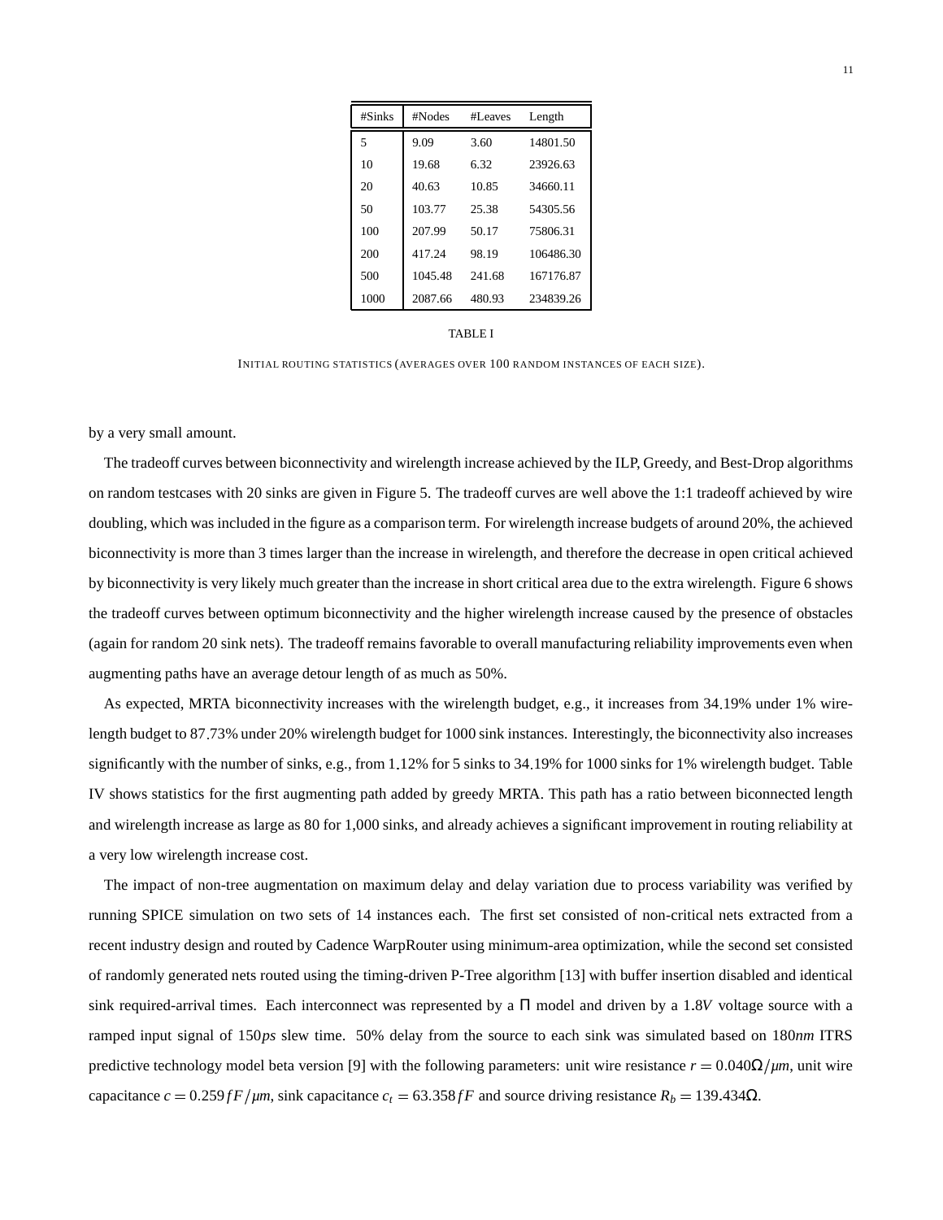| #Sinks | #Nodes | #Leaves | Length |
|---|---|---|---|
| 5 | 9.09 | 3.60 | 14801.50 |
| 10 | 19.68 | 6.32 | 23926.63 |
| 20 | 40.63 | 10.85 | 34660.11 |
| 50 | 103.77 | 25.38 | 54305.56 |
| 100 | 207.99 | 50.17 | 75806.31 |
| 200 | 417.24 | 98.19 | 106486.30 |
| 500 | 1045.48 | 241.68 | 167176.87 |
| 1000 | 2087.66 | 480.93 | 234839.26 |

TABLE I

INITIAL ROUTING STATISTICS (AVERAGES OVER 100 RANDOM INSTANCES OF EACH SIZE).

by a very small amount.

The tradeoff curves between biconnectivity and wirelength increase achieved by the ILP, Greedy, and Best-Drop algorithms on random testcases with 20 sinks are given in Figure 5. The tradeoff curves are well above the 1:1 tradeoff achieved by wire doubling, which was included in the figure as a comparison term. For wirelength increase budgets of around 20%, the achieved biconnectivity is more than 3 times larger than the increase in wirelength, and therefore the decrease in open critical achieved by biconnectivity is very likely much greater than the increase in short critical area due to the extra wirelength. Figure 6 shows the tradeoff curves between optimum biconnectivity and the higher wirelength increase caused by the presence of obstacles (again for random 20 sink nets). The tradeoff remains favorable to overall manufacturing reliability improvements even when augmenting paths have an average detour length of as much as 50%.

As expected, MRTA biconnectivity increases with the wirelength budget, e.g., it increases from 34.19% under 1% wirelength budget to 87.73% under 20% wirelength budget for 1000 sink instances. Interestingly, the biconnectivity also increases significantly with the number of sinks, e.g., from 1.12% for 5 sinks to 34.19% for 1000 sinks for 1% wirelength budget. Table IV shows statistics for the first augmenting path added by greedy MRTA. This path has a ratio between biconnected length and wirelength increase as large as 80 for 1,000 sinks, and already achieves a significant improvement in routing reliability at a very low wirelength increase cost.

The impact of non-tree augmentation on maximum delay and delay variation due to process variability was verified by running SPICE simulation on two sets of 14 instances each. The first set consisted of non-critical nets extracted from a recent industry design and routed by Cadence WarpRouter using minimum-area optimization, while the second set consisted of randomly generated nets routed using the timing-driven P-Tree algorithm [13] with buffer insertion disabled and identical sink required-arrival times. Each interconnect was represented by a $\Pi$ model and driven by a $1.8V$ voltage source with a ramped input signal of $150ps$ slew time. 50% delay from the source to each sink was simulated based on $180nm$ ITRS predictive technology model beta version [9] with the following parameters: unit wire resistance $r = 0.040\Omega/\mu m$, unit wire capacitance $c = 0.259 fF/\mu m$, sink capacitance $c_t = 63.358 fF$ and source driving resistance $R_b = 139.434\Omega$.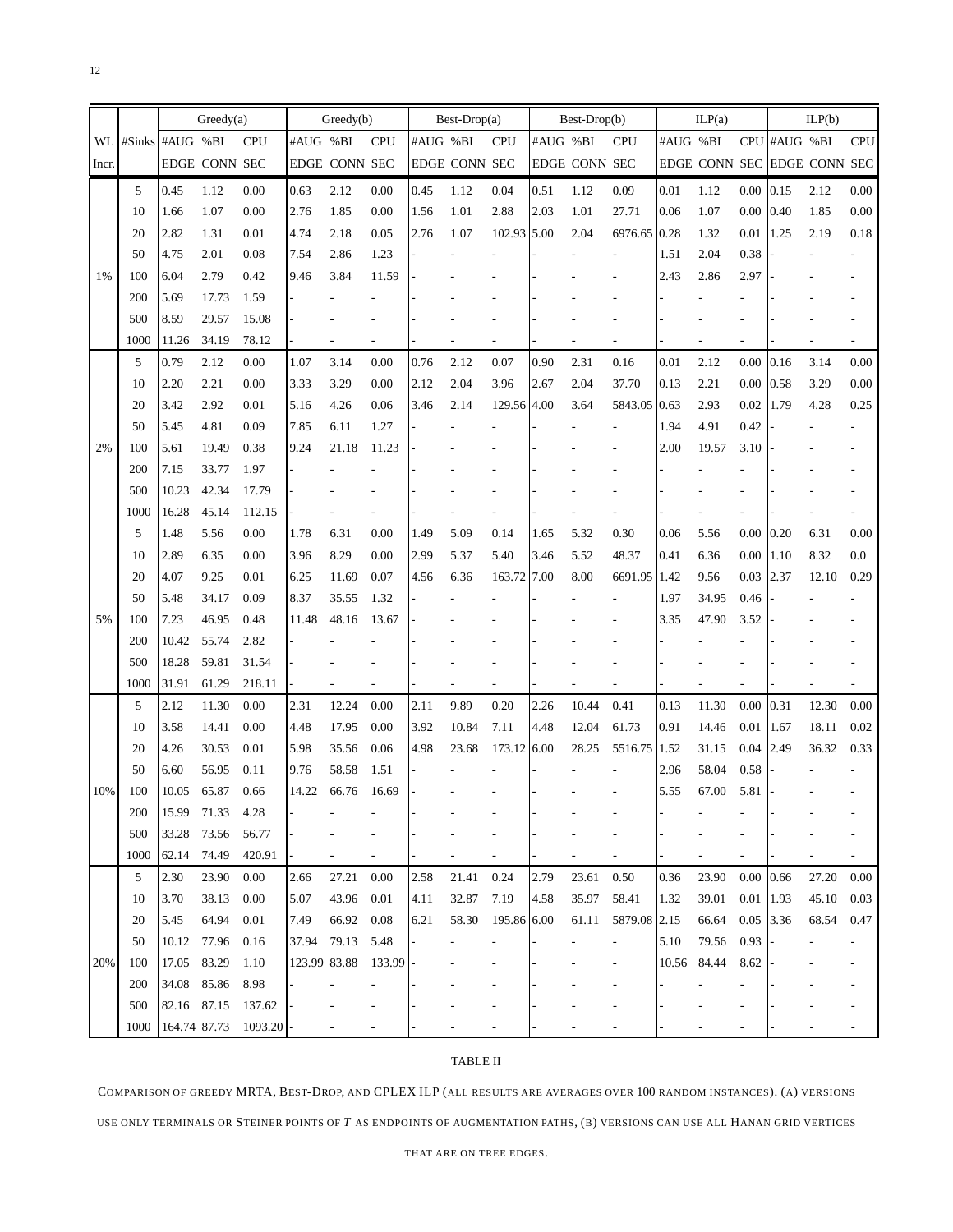| WL Incr. | #Sinks | Greedy(a) #AUG EDGE | Greedy(a) %BI CONN | Greedy(a) CPU SEC | Greedy(b) #AUG EDGE | Greedy(b) %BI CONN | Greedy(b) CPU SEC | Best-Drop(a) #AUG EDGE | Best-Drop(a) %BI CONN | Best-Drop(a) CPU SEC | Best-Drop(b) #AUG EDGE | Best-Drop(b) %BI CONN | Best-Drop(b) CPU SEC | ILP(a) #AUG EDGE | ILP(a) %BI CONN | ILP(a) CPU SEC | ILP(b) #AUG EDGE | ILP(b) %BI CONN | ILP(b) CPU SEC |
|---|---|---|---|---|---|---|---|---|---|---|---|---|---|---|---|---|---|---|---|
| 1% | 5 | 0.45 | 1.12 | 0.00 | 0.63 | 2.12 | 0.00 | 0.45 | 1.12 | 0.04 | 0.51 | 1.12 | 0.09 | 0.01 | 1.12 | 0.00 | 0.15 | 2.12 | 0.00 |
| | 10 | 1.66 | 1.07 | 0.00 | 2.76 | 1.85 | 0.00 | 1.56 | 1.01 | 2.88 | 2.03 | 1.01 | 27.71 | 0.06 | 1.07 | 0.00 | 0.40 | 1.85 | 0.00 |
| | 20 | 2.82 | 1.31 | 0.01 | 4.74 | 2.18 | 0.05 | 2.76 | 1.07 | 102.93 | 5.00 | 2.04 | 6976.65 | 0.28 | 1.32 | 0.01 | 1.25 | 2.19 | 0.18 |
| | 50 | 4.75 | 2.01 | 0.08 | 7.54 | 2.86 | 1.23 | - | - | - | - | - | - | 1.51 | 2.04 | 0.38 | - | - | - |
| | 100 | 6.04 | 2.79 | 0.42 | 9.46 | 3.84 | 11.59 | - | - | - | - | - | - | 2.43 | 2.86 | 2.97 | - | - | - |
| | 200 | 5.69 | 17.73 | 1.59 | - | - | - | - | - | - | - | - | - | - | - | - | - | - | - |
| | 500 | 8.59 | 29.57 | 15.08 | - | - | - | - | - | - | - | - | - | - | - | - | - | - | - |
| | 1000 | 11.26 | 34.19 | 78.12 | - | - | - | - | - | - | - | - | - | - | - | - | - | - | - |
| 2% | 5 | 0.79 | 2.12 | 0.00 | 1.07 | 3.14 | 0.00 | 0.76 | 2.12 | 0.07 | 0.90 | 2.31 | 0.16 | 0.01 | 2.12 | 0.00 | 0.16 | 3.14 | 0.00 |
| | 10 | 2.20 | 2.21 | 0.00 | 3.33 | 3.29 | 0.00 | 2.12 | 2.04 | 3.96 | 2.67 | 2.04 | 37.70 | 0.13 | 2.21 | 0.00 | 0.58 | 3.29 | 0.00 |
| | 20 | 3.42 | 2.92 | 0.01 | 5.16 | 4.26 | 0.06 | 3.46 | 2.14 | 129.56 | 4.00 | 3.64 | 5843.05 | 0.63 | 2.93 | 0.02 | 1.79 | 4.28 | 0.25 |
| | 50 | 5.45 | 4.81 | 0.09 | 7.85 | 6.11 | 1.27 | - | - | - | - | - | - | 1.94 | 4.91 | 0.42 | - | - | - |
| | 100 | 5.61 | 19.49 | 0.38 | 9.24 | 21.18 | 11.23 | - | - | - | - | - | - | 2.00 | 19.57 | 3.10 | - | - | - |
| | 200 | 7.15 | 33.77 | 1.97 | - | - | - | - | - | - | - | - | - | - | - | - | - | - | - |
| | 500 | 10.23 | 42.34 | 17.79 | - | - | - | - | - | - | - | - | - | - | - | - | - | - | - |
| | 1000 | 16.28 | 45.14 | 112.15 | - | - | - | - | - | - | - | - | - | - | - | - | - | - | - |
| 5% | 5 | 1.48 | 5.56 | 0.00 | 1.78 | 6.31 | 0.00 | 1.49 | 5.09 | 0.14 | 1.65 | 5.32 | 0.30 | 0.06 | 5.56 | 0.00 | 0.20 | 6.31 | 0.00 |
| | 10 | 2.89 | 6.35 | 0.00 | 3.96 | 8.29 | 0.00 | 2.99 | 5.37 | 5.40 | 3.46 | 5.52 | 48.37 | 0.41 | 6.36 | 0.00 | 1.10 | 8.32 | 0.0 |
| | 20 | 4.07 | 9.25 | 0.01 | 6.25 | 11.69 | 0.07 | 4.56 | 6.36 | 163.72 | 7.00 | 8.00 | 6691.95 | 1.42 | 9.56 | 0.03 | 2.37 | 12.10 | 0.29 |
| | 50 | 5.48 | 34.17 | 0.09 | 8.37 | 35.55 | 1.32 | - | - | - | - | - | - | 1.97 | 34.95 | 0.46 | - | - | - |
| | 100 | 7.23 | 46.95 | 0.48 | 11.48 | 48.16 | 13.67 | - | - | - | - | - | - | 3.35 | 47.90 | 3.52 | - | - | - |
| | 200 | 10.42 | 55.74 | 2.82 | - | - | - | - | - | - | - | - | - | - | - | - | - | - | - |
| | 500 | 18.28 | 59.81 | 31.54 | - | - | - | - | - | - | - | - | - | - | - | - | - | - | - |
| | 1000 | 31.91 | 61.29 | 218.11 | - | - | - | - | - | - | - | - | - | - | - | - | - | - | - |
| 10% | 5 | 2.12 | 11.30 | 0.00 | 2.31 | 12.24 | 0.00 | 2.11 | 9.89 | 0.20 | 2.26 | 10.44 | 0.41 | 0.13 | 11.30 | 0.00 | 0.31 | 12.30 | 0.00 |
| | 10 | 3.58 | 14.41 | 0.00 | 4.48 | 17.95 | 0.00 | 3.92 | 10.84 | 7.11 | 4.48 | 12.04 | 61.73 | 0.91 | 14.46 | 0.01 | 1.67 | 18.11 | 0.02 |
| | 20 | 4.26 | 30.53 | 0.01 | 5.98 | 35.56 | 0.06 | 4.98 | 23.68 | 173.12 | 6.00 | 28.25 | 5516.75 | 1.52 | 31.15 | 0.04 | 2.49 | 36.32 | 0.33 |
| | 50 | 6.60 | 56.95 | 0.11 | 9.76 | 58.58 | 1.51 | - | - | - | - | - | - | 2.96 | 58.04 | 0.58 | - | - | - |
| | 100 | 10.05 | 65.87 | 0.66 | 14.22 | 66.76 | 16.69 | - | - | - | - | - | - | 5.55 | 67.00 | 5.81 | - | - | - |
| | 200 | 15.99 | 71.33 | 4.28 | - | - | - | - | - | - | - | - | - | - | - | - | - | - | - |
| | 500 | 33.28 | 73.56 | 56.77 | - | - | - | - | - | - | - | - | - | - | - | - | - | - | - |
| | 1000 | 62.14 | 74.49 | 420.91 | - | - | - | - | - | - | - | - | - | - | - | - | - | - | - |
| 20% | 5 | 2.30 | 23.90 | 0.00 | 2.66 | 27.21 | 0.00 | 2.58 | 21.41 | 0.24 | 2.79 | 23.61 | 0.50 | 0.36 | 23.90 | 0.00 | 0.66 | 27.20 | 0.00 |
| | 10 | 3.70 | 38.13 | 0.00 | 5.07 | 43.96 | 0.01 | 4.11 | 32.87 | 7.19 | 4.58 | 35.97 | 58.41 | 1.32 | 39.01 | 0.01 | 1.93 | 45.10 | 0.03 |
| | 20 | 5.45 | 64.94 | 0.01 | 7.49 | 66.92 | 0.08 | 6.21 | 58.30 | 195.86 | 6.00 | 61.11 | 5879.08 | 2.15 | 66.64 | 0.05 | 3.36 | 68.54 | 0.47 |
| | 50 | 10.12 | 77.96 | 0.16 | 37.94 | 79.13 | 5.48 | - | - | - | - | - | - | 5.10 | 79.56 | 0.93 | - | - | - |
| | 100 | 17.05 | 83.29 | 1.10 | 123.99 | 83.88 | 133.99 | - | - | - | - | - | - | 10.56 | 84.44 | 8.62 | - | - | - |
| | 200 | 34.08 | 85.86 | 8.98 | - | - | - | - | - | - | - | - | - | - | - | - | - | - | - |
| | 500 | 82.16 | 87.15 | 137.62 | - | - | - | - | - | - | - | - | - | - | - | - | - | - | - |
| | 1000 | 164.74 | 87.73 | 1093.20 | - | - | - | - | - | - | - | - | - | - | - | - | - | - | - |

TABLE II

COMPARISON OF GREEDY MRTA, BEST-DROP, AND CPLEX ILP (ALL RESULTS ARE AVERAGES OVER 100 RANDOM INSTANCES). (A) VERSIONS USE ONLY TERMINALS OR STEINER POINTS OF $T$ AS ENDPOINTS OF AUGMENTATION PATHS, (B) VERSIONS CAN USE ALL HANAN GRID VERTICES THAT ARE ON TREE EDGES.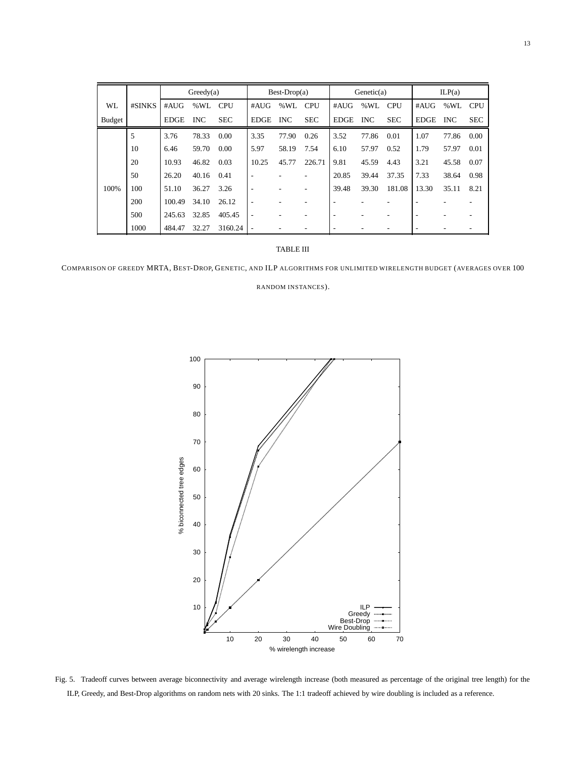| WL Budget | #SINKS | Greedy(a) | | | Best-Drop(a) | | | Genetic(a) | | | ILP(a) | | |
|---|---|---|---|---|---|---|---|---|---|---|---|---|---|
| | | #AUG EDGE | %WL INC | CPU SEC | #AUG EDGE | %WL INC | CPU SEC | #AUG EDGE | %WL INC | CPU SEC | #AUG EDGE | %WL INC | CPU SEC |
| 100% | 5 | 3.76 | 78.33 | 0.00 | 3.35 | 77.90 | 0.26 | 3.52 | 77.86 | 0.01 | 1.07 | 77.86 | 0.00 |
| | 10 | 6.46 | 59.70 | 0.00 | 5.97 | 58.19 | 7.54 | 6.10 | 57.97 | 0.52 | 1.79 | 57.97 | 0.01 |
| | 20 | 10.93 | 46.82 | 0.03 | 10.25 | 45.77 | 226.71 | 9.81 | 45.59 | 4.43 | 3.21 | 45.58 | 0.07 |
| | 50 | 26.20 | 40.16 | 0.41 | - | - | - | 20.85 | 39.44 | 37.35 | 7.33 | 38.64 | 0.98 |
| | 100 | 51.10 | 36.27 | 3.26 | - | - | - | 39.48 | 39.30 | 181.08 | 13.30 | 35.11 | 8.21 |
| | 200 | 100.49 | 34.10 | 26.12 | - | - | - | - | - | - | - | - | - |
| | 500 | 245.63 | 32.85 | 405.45 | - | - | - | - | - | - | - | - | - |
| | 1000 | 484.47 | 32.27 | 3160.24 | - | - | - | - | - | - | - | - | - |

TABLE III

COMPARISON OF GREEDY MRTA, BEST-DROP, GENETIC, AND ILP ALGORITHMS FOR UNLIMITED WIRELENGTH BUDGET (AVERAGES OVER 100 RANDOM INSTANCES).

Fig. 5. Tradeoff curves between average biconnectivity and average wirelength increase (both measured as percentage of the original tree length) for the ILP, Greedy, and Best-Drop algorithms on random nets with 20 sinks. The 1:1 tradeoff achieved by wire doubling is included as a reference.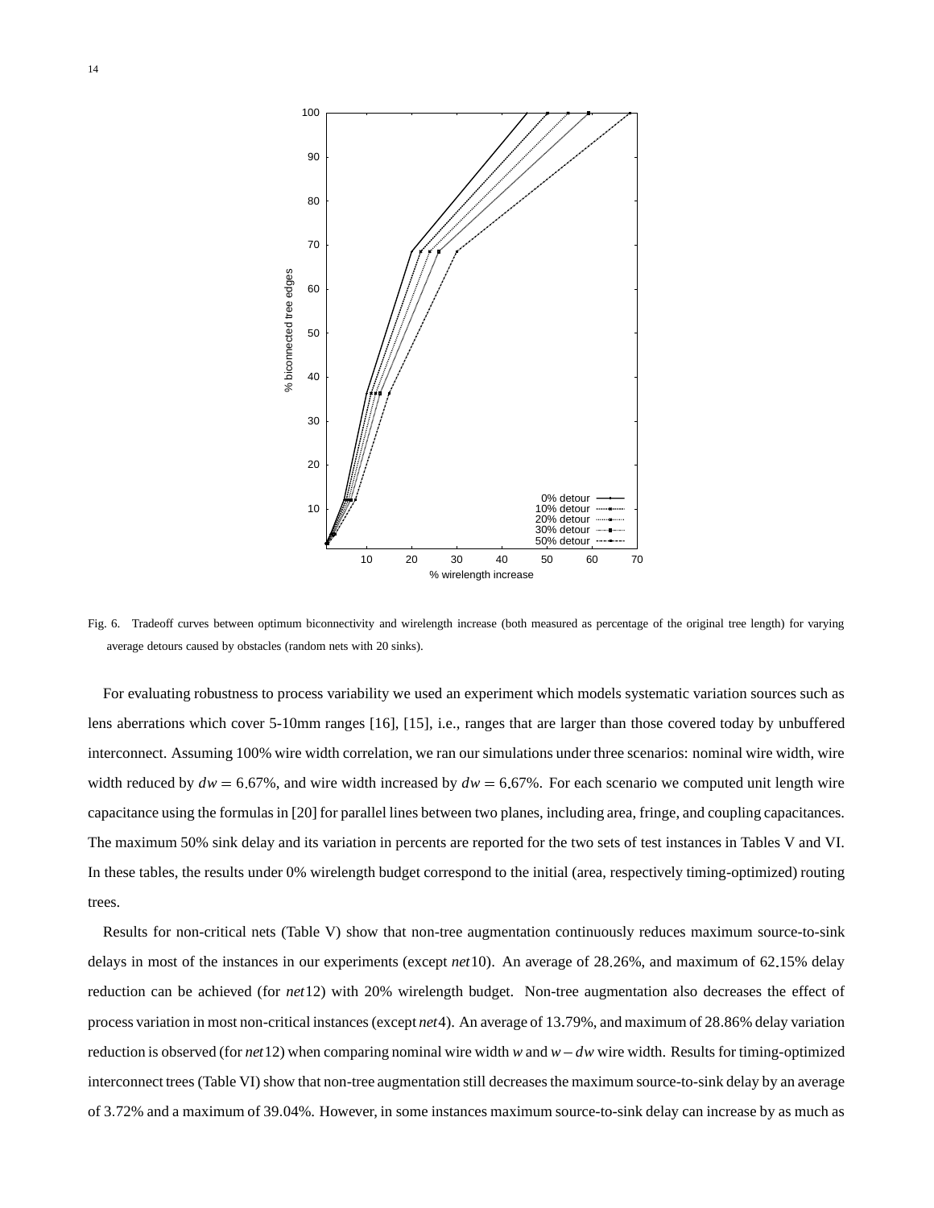Fig. 6. Tradeoff curves between optimum biconnectivity and wirelength increase (both measured as percentage of the original tree length) for varying average detours caused by obstacles (random nets with 20 sinks).

For evaluating robustness to process variability we used an experiment which models systematic variation sources such as lens aberrations which cover 5-10mm ranges [16], [15], i.e., ranges that are larger than those covered today by unbuffered interconnect. Assuming 100% wire width correlation, we ran our simulations under three scenarios: nominal wire width, wire width reduced by $dw = 6.67\%$, and wire width increased by $dw = 6.67\%$. For each scenario we computed unit length wire capacitance using the formulas in [20] for parallel lines between two planes, including area, fringe, and coupling capacitances. The maximum 50% sink delay and its variation in percents are reported for the two sets of test instances in Tables V and VI. In these tables, the results under 0% wirelength budget correspond to the initial (area, respectively timing-optimized) routing trees.

Results for non-critical nets (Table V) show that non-tree augmentation continuously reduces maximum source-to-sink delays in most of the instances in our experiments (except *net*10). An average of 28.26%, and maximum of 62.15% delay reduction can be achieved (for *net*12) with 20% wirelength budget. Non-tree augmentation also decreases the effect of process variation in most non-critical instances (except *net*4). An average of 13.79%, and maximum of 28.86% delay variation reduction is observed (for *net*12) when comparing nominal wire width $w$ and $w - dw$ wire width. Results for timing-optimized interconnect trees (Table VI) show that non-tree augmentation still decreases the maximum source-to-sink delay by an average of 3.72% and a maximum of 39.04%. However, in some instances maximum source-to-sink delay can increase by as much as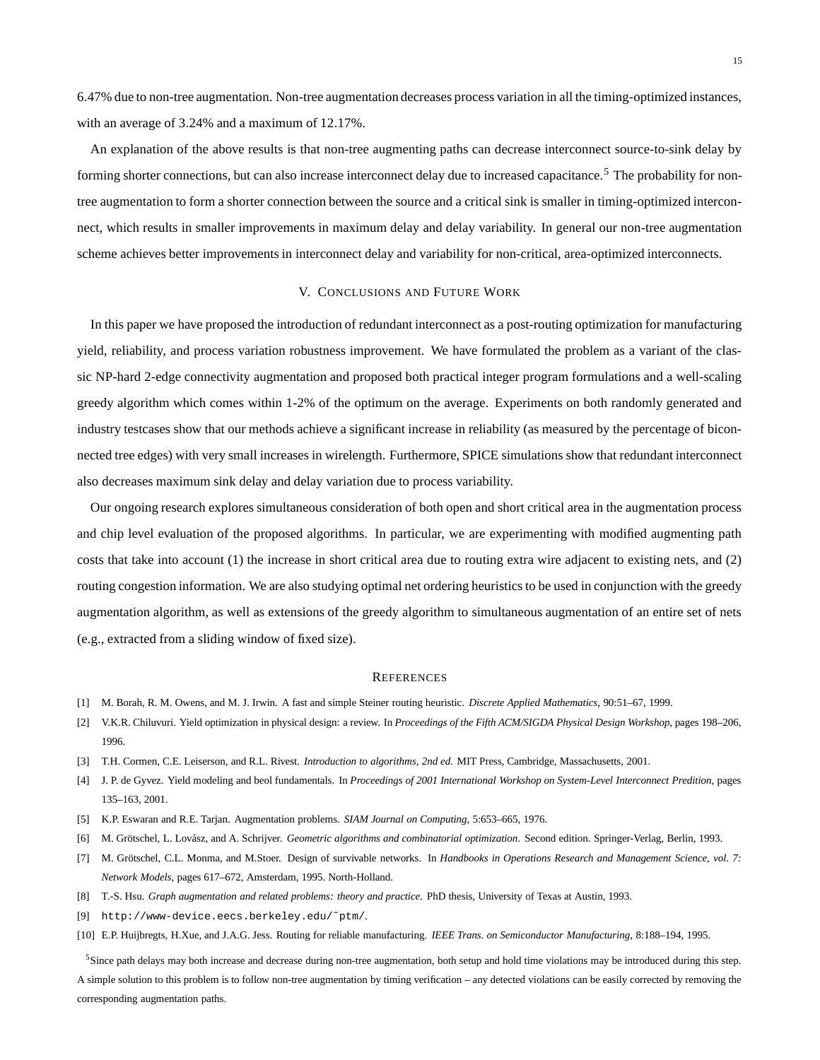6.47% due to non-tree augmentation. Non-tree augmentation decreases process variation in all the timing-optimized instances, with an average of 3.24% and a maximum of 12.17%.

An explanation of the above results is that non-tree augmenting paths can decrease interconnect source-to-sink delay by forming shorter connections, but can also increase interconnect delay due to increased capacitance.[5] The probability for non-tree augmentation to form a shorter connection between the source and a critical sink is smaller in timing-optimized interconnect, which results in smaller improvements in maximum delay and delay variability. In general our non-tree augmentation scheme achieves better improvements in interconnect delay and variability for non-critical, area-optimized interconnects.

## V. Conclusions and Future Work

In this paper we have proposed the introduction of redundant interconnect as a post-routing optimization for manufacturing yield, reliability, and process variation robustness improvement. We have formulated the problem as a variant of the classic NP-hard 2-edge connectivity augmentation and proposed both practical integer program formulations and a well-scaling greedy algorithm which comes within 1-2% of the optimum on the average. Experiments on both randomly generated and industry testcases show that our methods achieve a significant increase in reliability (as measured by the percentage of biconnected tree edges) with very small increases in wirelength. Furthermore, SPICE simulations show that redundant interconnect also decreases maximum sink delay and delay variation due to process variability.

Our ongoing research explores simultaneous consideration of both open and short critical area in the augmentation process and chip level evaluation of the proposed algorithms. In particular, we are experimenting with modified augmenting path costs that take into account (1) the increase in short critical area due to routing extra wire adjacent to existing nets, and (2) routing congestion information. We are also studying optimal net ordering heuristics to be used in conjunction with the greedy augmentation algorithm, as well as extensions of the greedy algorithm to simultaneous augmentation of an entire set of nets (e.g., extracted from a sliding window of fixed size).

## References

[1] M. Borah, R. M. Owens, and M. J. Irwin. A fast and simple Steiner routing heuristic. *Discrete Applied Mathematics*, 90:51–67, 1999.

[2] V.K.R. Chiluvuri. Yield optimization in physical design: a review. In *Proceedings of the Fifth ACM/SIGDA Physical Design Workshop*, pages 198–206, 1996.

[3] T.H. Cormen, C.E. Leiserson, and R.L. Rivest. *Introduction to algorithms, 2nd ed.* MIT Press, Cambridge, Massachusetts, 2001.

[4] J. P. de Gyvez. Yield modeling and beol fundamentals. In *Proceedings of 2001 International Workshop on System-Level Interconnect Predition*, pages 135–163, 2001.

[5] K.P. Eswaran and R.E. Tarjan. Augmentation problems. *SIAM Journal on Computing*, 5:653–665, 1976.

[6] M. Grötschel, L. Lovász, and A. Schrijver. *Geometric algorithms and combinatorial optimization*. Second edition. Springer-Verlag, Berlin, 1993.

[7] M. Grötschel, C.L. Monma, and M.Stoer. Design of survivable networks. In *Handbooks in Operations Research and Management Science, vol. 7: Network Models*, pages 617–672, Amsterdam, 1995. North-Holland.

[8] T.-S. Hsu. *Graph augmentation and related problems: theory and practice*. PhD thesis, University of Texas at Austin, 1993.

[9] `http://www-device.eecs.berkeley.edu/~ptm/`.

[10] E.P. Huijbregts, H.Xue, and J.A.G. Jess. Routing for reliable manufacturing. *IEEE Trans. on Semiconductor Manufacturing*, 8:188–194, 1995.

[5] Since path delays may both increase and decrease during non-tree augmentation, both setup and hold time violations may be introduced during this step. A simple solution to this problem is to follow non-tree augmentation by timing verification – any detected violations can be easily corrected by removing the corresponding augmentation paths.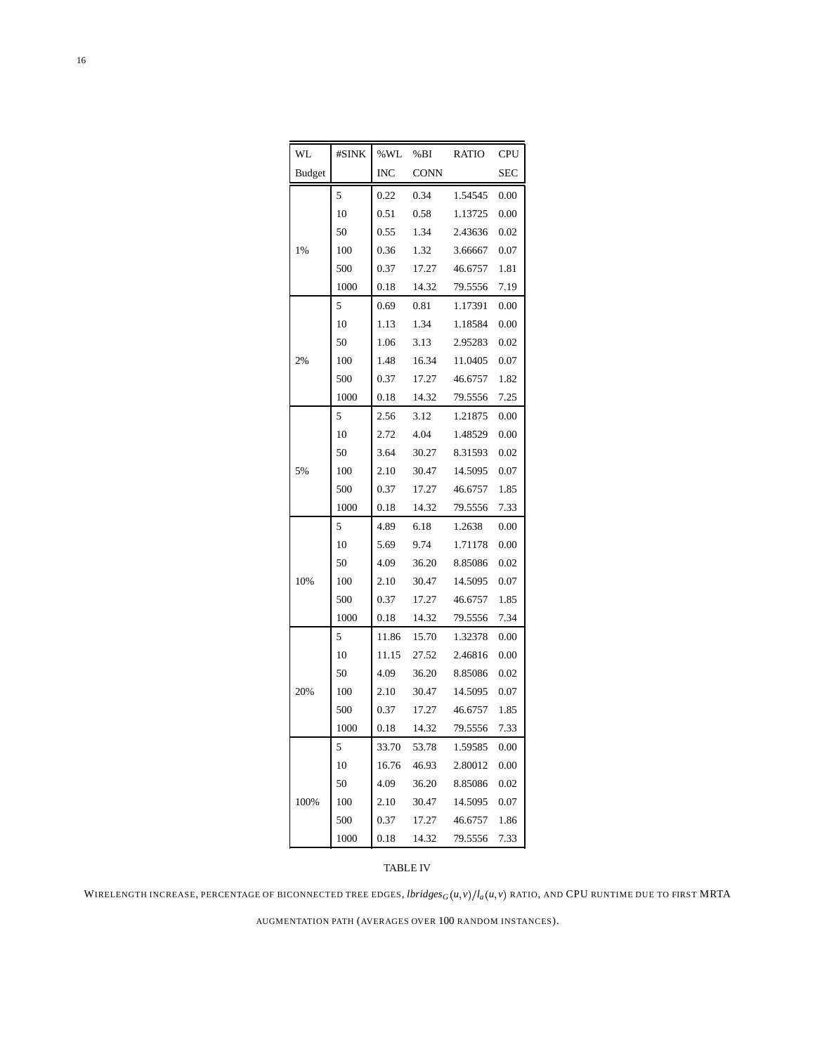| WL Budget | #SINK | %WL INC | %BI CONN | RATIO | CPU SEC |
|---|---|---|---|---|---|
| 1% | 5 | 0.22 | 0.34 | 1.54545 | 0.00 |
| | 10 | 0.51 | 0.58 | 1.13725 | 0.00 |
| | 50 | 0.55 | 1.34 | 2.43636 | 0.02 |
| | 100 | 0.36 | 1.32 | 3.66667 | 0.07 |
| | 500 | 0.37 | 17.27 | 46.6757 | 1.81 |
| | 1000 | 0.18 | 14.32 | 79.5556 | 7.19 |
| 2% | 5 | 0.69 | 0.81 | 1.17391 | 0.00 |
| | 10 | 1.13 | 1.34 | 1.18584 | 0.00 |
| | 50 | 1.06 | 3.13 | 2.95283 | 0.02 |
| | 100 | 1.48 | 16.34 | 11.0405 | 0.07 |
| | 500 | 0.37 | 17.27 | 46.6757 | 1.82 |
| | 1000 | 0.18 | 14.32 | 79.5556 | 7.25 |
| 5% | 5 | 2.56 | 3.12 | 1.21875 | 0.00 |
| | 10 | 2.72 | 4.04 | 1.48529 | 0.00 |
| | 50 | 3.64 | 30.27 | 8.31593 | 0.02 |
| | 100 | 2.10 | 30.47 | 14.5095 | 0.07 |
| | 500 | 0.37 | 17.27 | 46.6757 | 1.85 |
| | 1000 | 0.18 | 14.32 | 79.5556 | 7.33 |
| 10% | 5 | 4.89 | 6.18 | 1.2638 | 0.00 |
| | 10 | 5.69 | 9.74 | 1.71178 | 0.00 |
| | 50 | 4.09 | 36.20 | 8.85086 | 0.02 |
| | 100 | 2.10 | 30.47 | 14.5095 | 0.07 |
| | 500 | 0.37 | 17.27 | 46.6757 | 1.85 |
| | 1000 | 0.18 | 14.32 | 79.5556 | 7.34 |
| 20% | 5 | 11.86 | 15.70 | 1.32378 | 0.00 |
| | 10 | 11.15 | 27.52 | 2.46816 | 0.00 |
| | 50 | 4.09 | 36.20 | 8.85086 | 0.02 |
| | 100 | 2.10 | 30.47 | 14.5095 | 0.07 |
| | 500 | 0.37 | 17.27 | 46.6757 | 1.85 |
| | 1000 | 0.18 | 14.32 | 79.5556 | 7.33 |
| 100% | 5 | 33.70 | 53.78 | 1.59585 | 0.00 |
| | 10 | 16.76 | 46.93 | 2.80012 | 0.00 |
| | 50 | 4.09 | 36.20 | 8.85086 | 0.02 |
| | 100 | 2.10 | 30.47 | 14.5095 | 0.07 |
| | 500 | 0.37 | 17.27 | 46.6757 | 1.86 |
| | 1000 | 0.18 | 14.32 | 79.5556 | 7.33 |

TABLE IV

WIRELENGTH INCREASE, PERCENTAGE OF BICONNECTED TREE EDGES, $lbridges_G(u,v)/l_a(u,v)$ RATIO, AND CPU RUNTIME DUE TO FIRST MRTA AUGMENTATION PATH (AVERAGES OVER 100 RANDOM INSTANCES).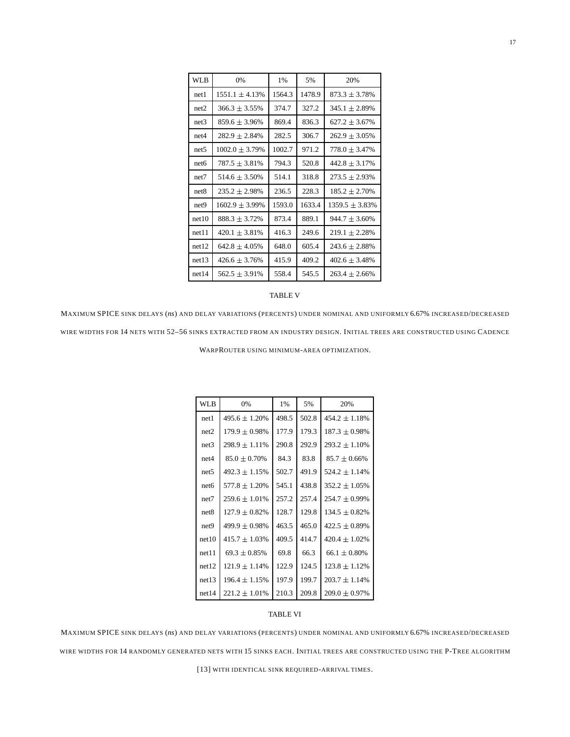| WLB | 0% | 1% | 5% | 20% |
|---|---|---|---|---|
| net1 | 1551.1 ± 4.13% | 1564.3 | 1478.9 | 873.3 ± 3.78% |
| net2 | 366.3 ± 3.55% | 374.7 | 327.2 | 345.1 ± 2.89% |
| net3 | 859.6 ± 3.96% | 869.4 | 836.3 | 627.2 ± 3.67% |
| net4 | 282.9 ± 2.84% | 282.5 | 306.7 | 262.9 ± 3.05% |
| net5 | 1002.0 ± 3.79% | 1002.7 | 971.2 | 778.0 ± 3.47% |
| net6 | 787.5 ± 3.81% | 794.3 | 520.8 | 442.8 ± 3.17% |
| net7 | 514.6 ± 3.50% | 514.1 | 318.8 | 273.5 ± 2.93% |
| net8 | 235.2 ± 2.98% | 236.5 | 228.3 | 185.2 ± 2.70% |
| net9 | 1602.9 ± 3.99% | 1593.0 | 1633.4 | 1359.5 ± 3.83% |
| net10 | 888.3 ± 3.72% | 873.4 | 889.1 | 944.7 ± 3.60% |
| net11 | 420.1 ± 3.81% | 416.3 | 249.6 | 219.1 ± 2.28% |
| net12 | 642.8 ± 4.05% | 648.0 | 605.4 | 243.6 ± 2.88% |
| net13 | 426.6 ± 3.76% | 415.9 | 409.2 | 402.6 ± 3.48% |
| net14 | 562.5 ± 3.91% | 558.4 | 545.5 | 263.4 ± 2.66% |

TABLE V

MAXIMUM SPICE SINK DELAYS (*ns*) AND DELAY VARIATIONS (PERCENTS) UNDER NOMINAL AND UNIFORMLY 6.67% INCREASED/DECREASED WIRE WIDTHS FOR 14 NETS WITH 52–56 SINKS EXTRACTED FROM AN INDUSTRY DESIGN. INITIAL TREES ARE CONSTRUCTED USING CADENCE WARPROUTER USING MINIMUM-AREA OPTIMIZATION.

| WLB | 0% | 1% | 5% | 20% |
|---|---|---|---|---|
| net1 | 495.6 ± 1.20% | 498.5 | 502.8 | 454.2 ± 1.18% |
| net2 | 179.9 ± 0.98% | 177.9 | 179.3 | 187.3 ± 0.98% |
| net3 | 298.9 ± 1.11% | 290.8 | 292.9 | 293.2 ± 1.10% |
| net4 | 85.0 ± 0.70% | 84.3 | 83.8 | 85.7 ± 0.66% |
| net5 | 492.3 ± 1.15% | 502.7 | 491.9 | 524.2 ± 1.14% |
| net6 | 577.8 ± 1.20% | 545.1 | 438.8 | 352.2 ± 1.05% |
| net7 | 259.6 ± 1.01% | 257.2 | 257.4 | 254.7 ± 0.99% |
| net8 | 127.9 ± 0.82% | 128.7 | 129.8 | 134.5 ± 0.82% |
| net9 | 499.9 ± 0.98% | 463.5 | 465.0 | 422.5 ± 0.89% |
| net10 | 415.7 ± 1.03% | 409.5 | 414.7 | 420.4 ± 1.02% |
| net11 | 69.3 ± 0.85% | 69.8 | 66.3 | 66.1 ± 0.80% |
| net12 | 121.9 ± 1.14% | 122.9 | 124.5 | 123.8 ± 1.12% |
| net13 | 196.4 ± 1.15% | 197.9 | 199.7 | 203.7 ± 1.14% |
| net14 | 221.2 ± 1.01% | 210.3 | 209.8 | 209.0 ± 0.97% |

TABLE VI

MAXIMUM SPICE SINK DELAYS (*ns*) AND DELAY VARIATIONS (PERCENTS) UNDER NOMINAL AND UNIFORMLY 6.67% INCREASED/DECREASED WIRE WIDTHS FOR 14 RANDOMLY GENERATED NETS WITH 15 SINKS EACH. INITIAL TREES ARE CONSTRUCTED USING THE P-TREE ALGORITHM [13] WITH IDENTICAL SINK REQUIRED-ARRIVAL TIMES.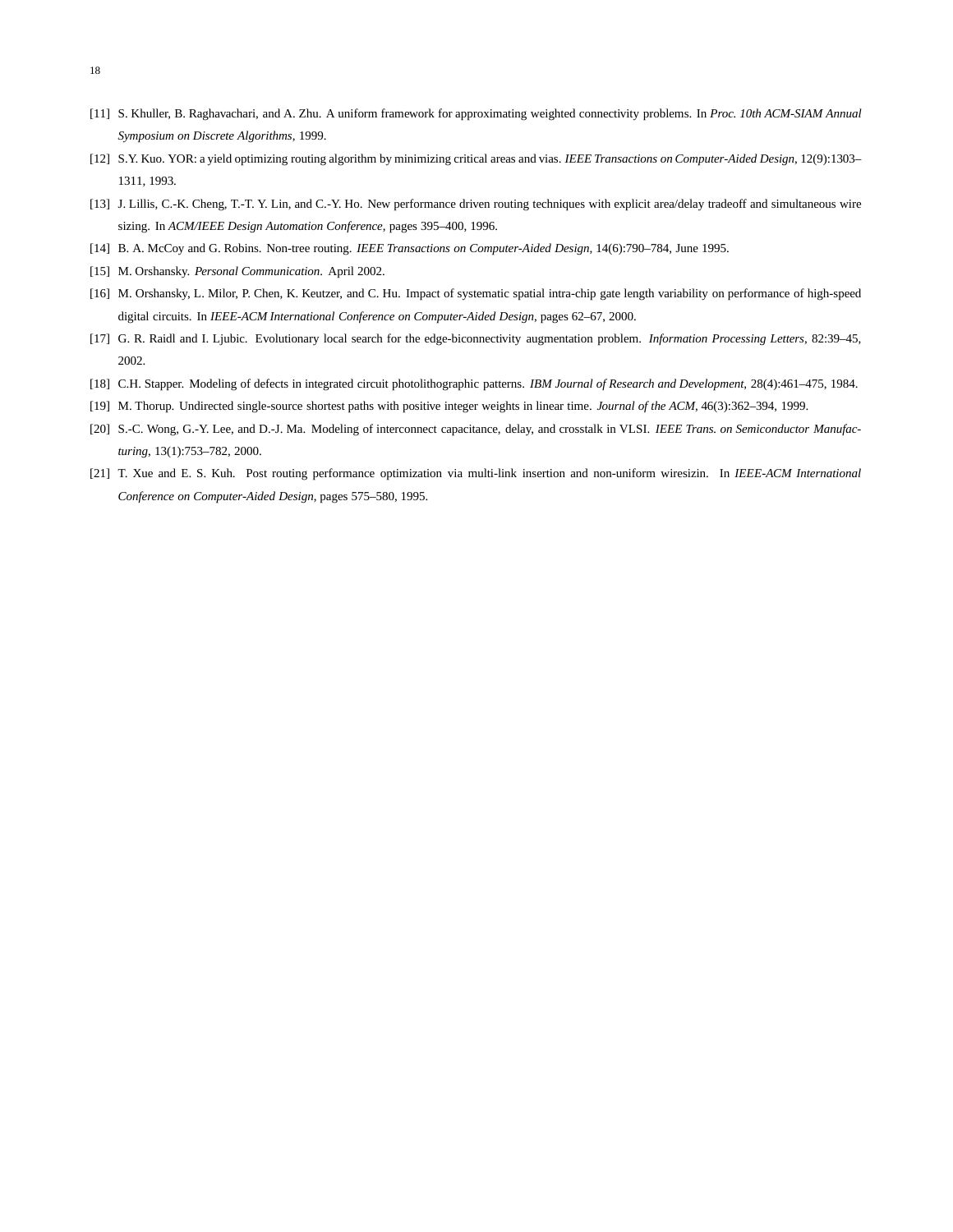[11] S. Khuller, B. Raghavachari, and A. Zhu. A uniform framework for approximating weighted connectivity problems. In *Proc. 10th ACM-SIAM Annual Symposium on Discrete Algorithms*, 1999.

[12] S.Y. Kuo. YOR: a yield optimizing routing algorithm by minimizing critical areas and vias. *IEEE Transactions on Computer-Aided Design*, 12(9):1303–1311, 1993.

[13] J. Lillis, C.-K. Cheng, T.-T. Y. Lin, and C.-Y. Ho. New performance driven routing techniques with explicit area/delay tradeoff and simultaneous wire sizing. In *ACM/IEEE Design Automation Conference*, pages 395–400, 1996.

[14] B. A. McCoy and G. Robins. Non-tree routing. *IEEE Transactions on Computer-Aided Design*, 14(6):790–784, June 1995.

[15] M. Orshansky. *Personal Communication*. April 2002.

[16] M. Orshansky, L. Milor, P. Chen, K. Keutzer, and C. Hu. Impact of systematic spatial intra-chip gate length variability on performance of high-speed digital circuits. In *IEEE-ACM International Conference on Computer-Aided Design*, pages 62–67, 2000.

[17] G. R. Raidl and I. Ljubic. Evolutionary local search for the edge-biconnectivity augmentation problem. *Information Processing Letters*, 82:39–45, 2002.

[18] C.H. Stapper. Modeling of defects in integrated circuit photolithographic patterns. *IBM Journal of Research and Development*, 28(4):461–475, 1984.

[19] M. Thorup. Undirected single-source shortest paths with positive integer weights in linear time. *Journal of the ACM*, 46(3):362–394, 1999.

[20] S.-C. Wong, G.-Y. Lee, and D.-J. Ma. Modeling of interconnect capacitance, delay, and crosstalk in VLSI. *IEEE Trans. on Semiconductor Manufacturing*, 13(1):753–782, 2000.

[21] T. Xue and E. S. Kuh. Post routing performance optimization via multi-link insertion and non-uniform wiresizin. In *IEEE-ACM International Conference on Computer-Aided Design*, pages 575–580, 1995.